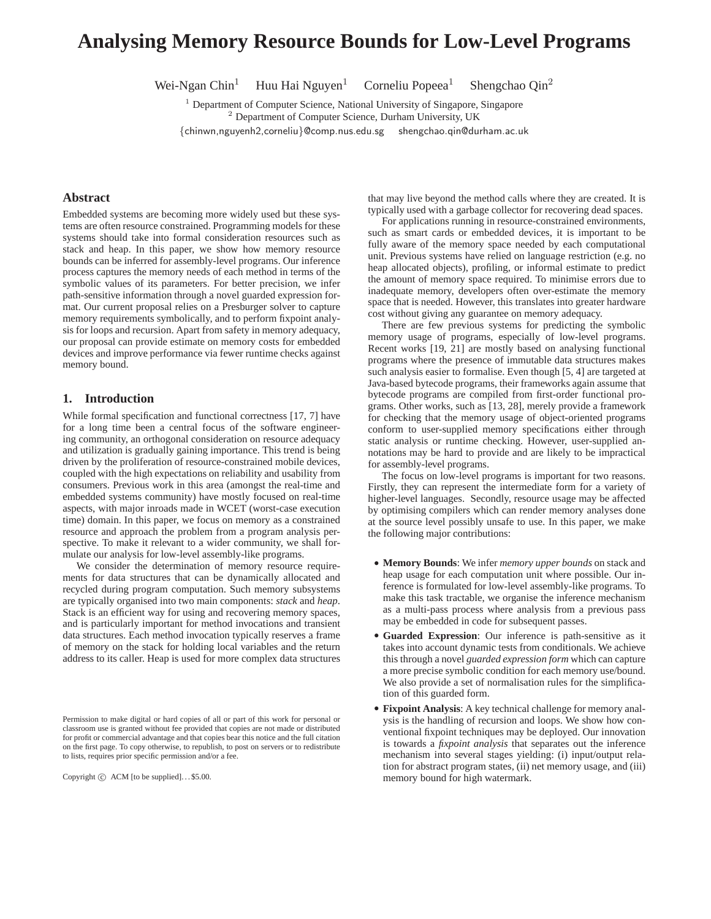# Analysing Memory Resource Bounds for Low-Level Programs

Wei-Ngan Chin[1] Huu Hai Nguyen[1] Corneliu Popeea[1] Shengchao Qin[2]

[1] Department of Computer Science, National University of Singapore, Singapore
[2] Department of Computer Science, Durham University, UK
{chinwn,nguyenh2,corneliu}@comp.nus.edu.sg shengchao.qin@durham.ac.uk

## Abstract

Embedded systems are becoming more widely used but these systems are often resource constrained. Programming models for these systems should take into formal consideration resources such as stack and heap. In this paper, we show how memory resource bounds can be inferred for assembly-level programs. Our inference process captures the memory needs of each method in terms of the symbolic values of its parameters. For better precision, we infer path-sensitive information through a novel guarded expression format. Our current proposal relies on a Presburger solver to capture memory requirements symbolically, and to perform fixpoint analysis for loops and recursion. Apart from safety in memory adequacy, our proposal can provide estimate on memory costs for embedded devices and improve performance via fewer runtime checks against memory bound.

## 1. Introduction

While formal specification and functional correctness [17, 7] have for a long time been a central focus of the software engineering community, an orthogonal consideration on resource adequacy and utilization is gradually gaining importance. This trend is being driven by the proliferation of resource-constrained mobile devices, coupled with the high expectations on reliability and usability from consumers. Previous work in this area (amongst the real-time and embedded systems community) have mostly focused on real-time aspects, with major inroads made in WCET (worst-case execution time) domain. In this paper, we focus on memory as a constrained resource and approach the problem from a program analysis perspective. To make it relevant to a wider community, we shall formulate our analysis for low-level assembly-like programs.

We consider the determination of memory resource requirements for data structures that can be dynamically allocated and recycled during program computation. Such memory subsystems are typically organised into two main components: *stack* and *heap*. Stack is an efficient way for using and recovering memory spaces, and is particularly important for method invocations and transient data structures. Each method invocation typically reserves a frame of memory on the stack for holding local variables and the return address to its caller. Heap is used for more complex data structures that may live beyond the method calls where they are created. It is typically used with a garbage collector for recovering dead spaces.

For applications running in resource-constrained environments, such as smart cards or embedded devices, it is important to be fully aware of the memory space needed by each computational unit. Previous systems have relied on language restriction (e.g. no heap allocated objects), profiling, or informal estimate to predict the amount of memory space required. To minimise errors due to inadequate memory, developers often over-estimate the memory space that is needed. However, this translates into greater hardware cost without giving any guarantee on memory adequacy.

There are few previous systems for predicting the symbolic memory usage of programs, especially of low-level programs. Recent works [19, 21] are mostly based on analysing functional programs where the presence of immutable data structures makes such analysis easier to formalise. Even though [5, 4] are targeted at Java-based bytecode programs, their frameworks again assume that bytecode programs are compiled from first-order functional programs. Other works, such as [13, 28], merely provide a framework for checking that the memory usage of object-oriented programs conform to user-supplied memory specifications either through static analysis or runtime checking. However, user-supplied annotations may be hard to provide and are likely to be impractical for assembly-level programs.

The focus on low-level programs is important for two reasons. Firstly, they can represent the intermediate form for a variety of higher-level languages. Secondly, resource usage may be affected by optimising compilers which can render memory analyses done at the source level possibly unsafe to use. In this paper, we make the following major contributions:

- **Memory Bounds**: We infer *memory upper bounds* on stack and heap usage for each computation unit where possible. Our inference is formulated for low-level assembly-like programs. To make this task tractable, we organise the inference mechanism as a multi-pass process where analysis from a previous pass may be embedded in code for subsequent passes.
- **Guarded Expression**: Our inference is path-sensitive as it takes into account dynamic tests from conditionals. We achieve this through a novel *guarded expression form* which can capture a more precise symbolic condition for each memory use/bound. We also provide a set of normalisation rules for the simplification of this guarded form.
- **Fixpoint Analysis**: A key technical challenge for memory analysis is the handling of recursion and loops. We show how conventional fixpoint techniques may be deployed. Our innovation is towards a *fixpoint analysis* that separates out the inference mechanism into several stages yielding: (i) input/output relation for abstract program states, (ii) net memory usage, and (iii) memory bound for high watermark.

Permission to make digital or hard copies of all or part of this work for personal or classroom use is granted without fee provided that copies are not made or distributed for profit or commercial advantage and that copies bear this notice and the full citation on the first page. To copy otherwise, to republish, to post on servers or to redistribute to lists, requires prior specific permission and/or a fee.

Copyright © ACM [to be supplied]...$5.00.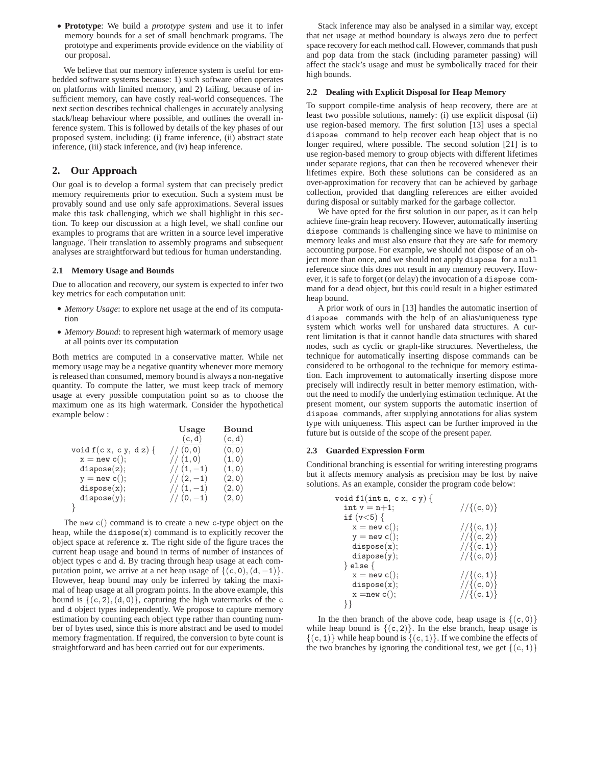- **Prototype**: We build a *prototype system* and use it to infer memory bounds for a set of small benchmark programs. The prototype and experiments provide evidence on the viability of our proposal.

We believe that our memory inference system is useful for embedded software systems because: 1) such software often operates on platforms with limited memory, and 2) failing, because of insufficient memory, can have costly real-world consequences. The next section describes technical challenges in accurately analysing stack/heap behaviour where possible, and outlines the overall inference system. This is followed by details of the key phases of our proposed system, including: (i) frame inference, (ii) abstract state inference, (iii) stack inference, and (iv) heap inference.

## 2. Our Approach

Our goal is to develop a formal system that can precisely predict memory requirements prior to execution. Such a system must be provably sound and use only safe approximations. Several issues make this task challenging, which we shall highlight in this section. To keep our discussion at a high level, we shall confine our examples to programs that are written in a source level imperative language. Their translation to assembly programs and subsequent analyses are straightforward but tedious for human understanding.

### 2.1 Memory Usage and Bounds

Due to allocation and recovery, our system is expected to infer two key metrics for each computation unit:

- *Memory Usage*: to explore net usage at the end of its computation
- *Memory Bound*: to represent high watermark of memory usage at all points over its computation

Both metrics are computed in a conservative matter. While net memory usage may be a negative quantity whenever more memory is released than consumed, memory bound is always a non-negative quantity. To compute the latter, we must keep track of memory usage at every possible computation point so as to choose the maximum one as its high watermark. Consider the hypothetical example below :

```
                           Usage       Bound
                           (c, d)      (c, d)
void f(c x, c y, d z) {    // (0, 0)    (0, 0)
  x = new c();             // (1, 0)    (1, 0)
  dispose(z);              // (1, −1)   (1, 0)
  y = new c();             // (2, −1)   (2, 0)
  dispose(x);              // (1, −1)   (2, 0)
  dispose(y);              // (0, −1)   (2, 0)
}
```

The `new c()` command is to create a new c-type object on the heap, while the `dispose(x)` command is to explicitly recover the object space at reference x. The right side of the figure traces the current heap usage and bound in terms of number of instances of object types c and d. By tracing through heap usage at each computation point, we arrive at a net heap usage of $\{(c, 0), (d, -1)\}$. However, heap bound may only be inferred by taking the maximal of heap usage at all program points. In the above example, this bound is $\{(c, 2), (d, 0)\}$, capturing the high watermarks of the c and d object types independently. We propose to capture memory estimation by counting each object type rather than counting number of bytes used, since this is more abstract and be used to model memory fragmentation. If required, the conversion to byte count is straightforward and has been carried out for our experiments.

Stack inference may also be analysed in a similar way, except that net usage at method boundary is always zero due to perfect space recovery for each method call. However, commands that push and pop data from the stack (including parameter passing) will affect the stack's usage and must be symbolically traced for their high bounds.

### 2.2 Dealing with Explicit Disposal for Heap Memory

To support compile-time analysis of heap recovery, there are at least two possible solutions, namely: (i) use explicit disposal (ii) use region-based memory. The first solution [13] uses a special `dispose` command to help recover each heap object that is no longer required, where possible. The second solution [21] is to use region-based memory to group objects with different lifetimes under separate regions, that can then be recovered whenever their lifetimes expire. Both these solutions can be considered as an over-approximation for recovery that can be achieved by garbage collection, provided that dangling references are either avoided during disposal or suitably marked for the garbage collector.

We have opted for the first solution in our paper, as it can help achieve fine-grain heap recovery. However, automatically inserting `dispose` commands is challenging since we have to minimise on memory leaks and must also ensure that they are safe for memory accounting purpose. For example, we should not dispose of an object more than once, and we should not apply `dispose` for a `null` reference since this does not result in any memory recovery. However, it is safe to forget (or delay) the invocation of a `dispose` command for a dead object, but this could result in a higher estimated heap bound.

A prior work of ours in [13] handles the automatic insertion of `dispose` commands with the help of an alias/uniqueness type system which works well for unshared data structures. A current limitation is that it cannot handle data structures with shared nodes, such as cyclic or graph-like structures. Nevertheless, the technique for automatically inserting dispose commands can be considered to be orthogonal to the technique for memory estimation. Each improvement to automatically inserting dispose more precisely will indirectly result in better memory estimation, without the need to modify the underlying estimation technique. At the present moment, our system supports the automatic insertion of `dispose` commands, after supplying annotations for alias system type with uniqueness. This aspect can be further improved in the future but is outside of the scope of the present paper.

### 2.3 Guarded Expression Form

Conditional branching is essential for writing interesting programs but it affects memory analysis as precision may be lost by naive solutions. As an example, consider the program code below:

```
void f1(int n, c x, c y) {
  int v = n+1;             //{(c, 0)}
  if (v<5) {
    x = new c();           //{(c, 1)}
    y = new c();           //{(c, 2)}
    dispose(x);            //{(c, 1)}
    dispose(y);            //{(c, 0)}
  } else {
    x = new c();           //{(c, 1)}
    dispose(x);            //{(c, 0)}
    x =new c();            //{(c, 1)}
  }}
```

In the then branch of the above code, heap usage is $\{(c, 0)\}$ while heap bound is $\{(c, 2)\}$. In the else branch, heap usage is $\{(c, 1)\}$ while heap bound is $\{(c, 1)\}$. If we combine the effects of the two branches by ignoring the conditional test, we get $\{(c, 1)\}$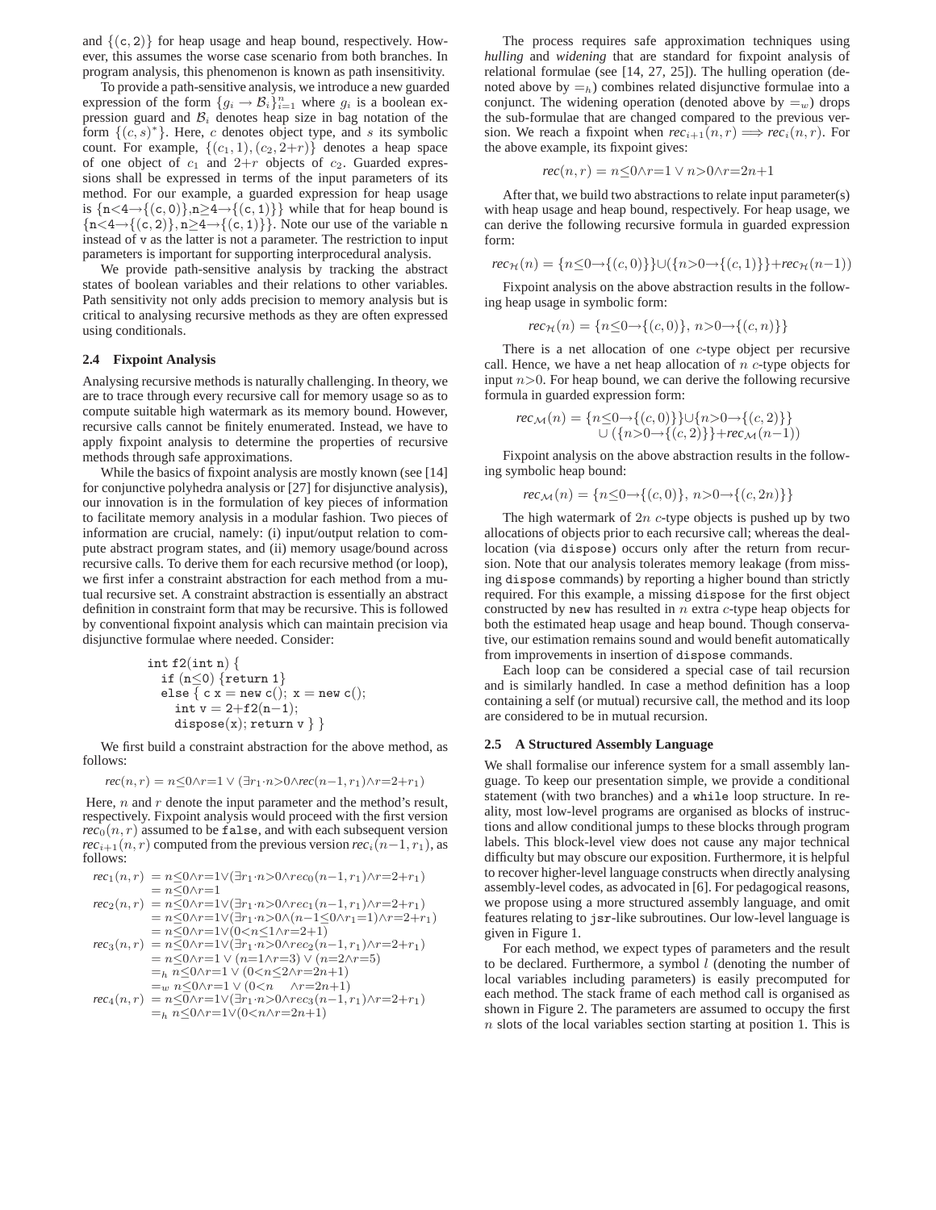and $\{(\mathtt{c},2)\}$ for heap usage and heap bound, respectively. However, this assumes the worse case scenario from both branches. In program analysis, this phenomenon is known as path insensitivity.

To provide a path-sensitive analysis, we introduce a new guarded expression of the form $\{g_i \rightarrow \mathcal{B}_i\}_{i=1}^n$ where $g_i$ is a boolean expression guard and $\mathcal{B}_i$ denotes heap size in bag notation of the form $\{(c, s)^*\}$. Here, $c$ denotes object type, and $s$ its symbolic count. For example, $\{(c_1, 1), (c_2, 2{+}r)\}$ denotes a heap space of one object of $c_1$ and $2{+}r$ objects of $c_2$. Guarded expressions shall be expressed in terms of the input parameters of its method. For our example, a guarded expression for heap usage is $\{\mathtt{n}{<}4{\rightarrow}\{(\mathtt{c},0)\}, \mathtt{n}{\geq}4{\rightarrow}\{(\mathtt{c},1)\}\}$ while that for heap bound is $\{\mathtt{n}{<}4{\rightarrow}\{(\mathtt{c},2)\}, \mathtt{n}{\geq}4{\rightarrow}\{(\mathtt{c},1)\}\}$. Note our use of the variable $\mathtt{n}$ instead of $\mathtt{v}$ as the latter is not a parameter. The restriction to input parameters is important for supporting interprocedural analysis.

We provide path-sensitive analysis by tracking the abstract states of boolean variables and their relations to other variables. Path sensitivity not only adds precision to memory analysis but is critical to analysing recursive methods as they are often expressed using conditionals.

### 2.4 Fixpoint Analysis

Analysing recursive methods is naturally challenging. In theory, we are to trace through every recursive call for memory usage so as to compute suitable high watermark as its memory bound. However, recursive calls cannot be finitely enumerated. Instead, we have to apply fixpoint analysis to determine the properties of recursive methods through safe approximations.

While the basics of fixpoint analysis are mostly known (see [14] for conjunctive polyhedra analysis or [27] for disjunctive analysis), our innovation is in the formulation of key pieces of information to facilitate memory analysis in a modular fashion. Two pieces of information are crucial, namely: (i) input/output relation to compute abstract program states, and (ii) memory usage/bound across recursive calls. To derive them for each recursive method (or loop), we first infer a constraint abstraction for each method from a mutual recursive set. A constraint abstraction is essentially an abstract definition in constraint form that may be recursive. This is followed by conventional fixpoint analysis which can maintain precision via disjunctive formulae where needed. Consider:

```
int f2(int n) {
  if (n≤0) {return 1}
  else { c x = new c(); x = new c();
    int v = 2+f2(n−1);
    dispose(x); return v } }
```

We first build a constraint abstraction for the above method, as follows:

$$rec(n,r) = n{\leq}0{\wedge}r{=}1 \vee (\exists r_1{\cdot}n{>}0{\wedge}rec(n{-}1,r_1){\wedge}r{=}2{+}r_1)$$

Here, $n$ and $r$ denote the input parameter and the method's result, respectively. Fixpoint analysis would proceed with the first version $rec_0(n,r)$ assumed to be $\mathtt{false}$, and with each subsequent version $rec_{i+1}(n,r)$ computed from the previous version $rec_i(n{-}1,r_1)$, as follows:

$$\begin{aligned}
rec_1(n,r) &= n{\leq}0{\wedge}r{=}1{\vee}(\exists r_1{\cdot}n{>}0{\wedge}rec_0(n{-}1,r_1){\wedge}r{=}2{+}r_1)\\
&= n{\leq}0{\wedge}r{=}1\\
rec_2(n,r) &= n{\leq}0{\wedge}r{=}1{\vee}(\exists r_1{\cdot}n{>}0{\wedge}rec_1(n{-}1,r_1){\wedge}r{=}2{+}r_1)\\
&= n{\leq}0{\wedge}r{=}1{\vee}(\exists r_1{\cdot}n{>}0{\wedge}(n{-}1{\leq}0{\wedge}r_1{=}1){\wedge}r{=}2{+}r_1)\\
&= n{\leq}0{\wedge}r{=}1{\vee}(0{<}n{\leq}1{\wedge}r{=}2{+}1)\\
rec_3(n,r) &= n{\leq}0{\wedge}r{=}1{\vee}(\exists r_1{\cdot}n{>}0{\wedge}rec_2(n{-}1,r_1){\wedge}r{=}2{+}r_1)\\
&= n{\leq}0{\wedge}r{=}1 \vee (n{=}1{\wedge}r{=}3) \vee (n{=}2{\wedge}r{=}5)\\
&=_h n{\leq}0{\wedge}r{=}1 \vee (0{<}n{\leq}2{\wedge}r{=}2n{+}1)\\
&=_w n{\leq}0{\wedge}r{=}1 \vee (0{<}n \quad {\wedge}r{=}2n{+}1)\\
rec_4(n,r) &= n{\leq}0{\wedge}r{=}1{\vee}(\exists r_1{\cdot}n{>}0{\wedge}rec_3(n{-}1,r_1){\wedge}r{=}2{+}r_1)\\
&=_h n{\leq}0{\wedge}r{=}1{\vee}(0{<}n{\wedge}r{=}2n{+}1)
\end{aligned}$$

The process requires safe approximation techniques using *hulling* and *widening* that are standard for fixpoint analysis of relational formulae (see [14, 27, 25]). The hulling operation (denoted above by $=_h$) combines related disjunctive formulae into a conjunct. The widening operation (denoted above by $=_w$) drops the sub-formulae that are changed compared to the previous version. We reach a fixpoint when $rec_{i+1}(n,r) \Longrightarrow rec_i(n,r)$. For the above example, its fixpoint gives:

$$rec(n,r) = n{\leq}0{\wedge}r{=}1 \vee n{>}0{\wedge}r{=}2n{+}1$$

After that, we build two abstractions to relate input parameter(s) with heap usage and heap bound, respectively. For heap usage, we can derive the following recursive formula in guarded expression form:

$$rec_{\mathcal{H}}(n) = \{n{\leq}0{\rightarrow}\{(c,0)\}\}{\cup}(\{n{>}0{\rightarrow}\{(c,1)\}\}{+}rec_{\mathcal{H}}(n{-}1))$$

Fixpoint analysis on the above abstraction results in the following heap usage in symbolic form:

$$rec_{\mathcal{H}}(n) = \{n{\leq}0{\rightarrow}\{(c,0)\},\ n{>}0{\rightarrow}\{(c,n)\}\}$$

There is a net allocation of one $c$-type object per recursive call. Hence, we have a net heap allocation of $n$ $c$-type objects for input $n{>}0$. For heap bound, we can derive the following recursive formula in guarded expression form:

$$\begin{aligned}
rec_{\mathcal{M}}(n) = \{&n{\leq}0{\rightarrow}\{(c,0)\}\}{\cup}\{n{>}0{\rightarrow}\{(c,2)\}\}\\
&\cup(\{n{>}0{\rightarrow}\{(c,2)\}\}{+}rec_{\mathcal{M}}(n{-}1))
\end{aligned}$$

Fixpoint analysis on the above abstraction results in the following symbolic heap bound:

$$rec_{\mathcal{M}}(n) = \{n{\leq}0{\rightarrow}\{(c,0)\},\ n{>}0{\rightarrow}\{(c,2n)\}\}$$

The high watermark of $2n$ $c$-type objects is pushed up by two allocations of objects prior to each recursive call; whereas the deallocation (via `dispose`) occurs only after the return from recursion. Note that our analysis tolerates memory leakage (from missing `dispose` commands) by reporting a higher bound than strictly required. For this example, a missing `dispose` for the first object constructed by `new` has resulted in $n$ extra $c$-type heap objects for both the estimated heap usage and heap bound. Though conservative, our estimation remains sound and would benefit automatically from improvements in insertion of `dispose` commands.

Each loop can be considered a special case of tail recursion and is similarly handled. In case a method definition has a loop containing a self (or mutual) recursive call, the method and its loop are considered to be in mutual recursion.

### 2.5 A Structured Assembly Language

We shall formalise our inference system for a small assembly language. To keep our presentation simple, we provide a conditional statement (with two branches) and a `while` loop structure. In reality, most low-level programs are organised as blocks of instructions and allow conditional jumps to these blocks through program labels. This block-level view does not cause any major technical difficulty but may obscure our exposition. Furthermore, it is helpful to recover higher-level language constructs when directly analysing assembly-level codes, as advocated in [6]. For pedagogical reasons, we propose using a more structured assembly language, and omit features relating to `jsr`-like subroutines. Our low-level language is given in Figure 1.

For each method, we expect types of parameters and the result to be declared. Furthermore, a symbol $l$ (denoting the number of local variables including parameters) is easily precomputed for each method. The stack frame of each method call is organised as shown in Figure 2. The parameters are assumed to occupy the first $n$ slots of the local variables section starting at position 1. This is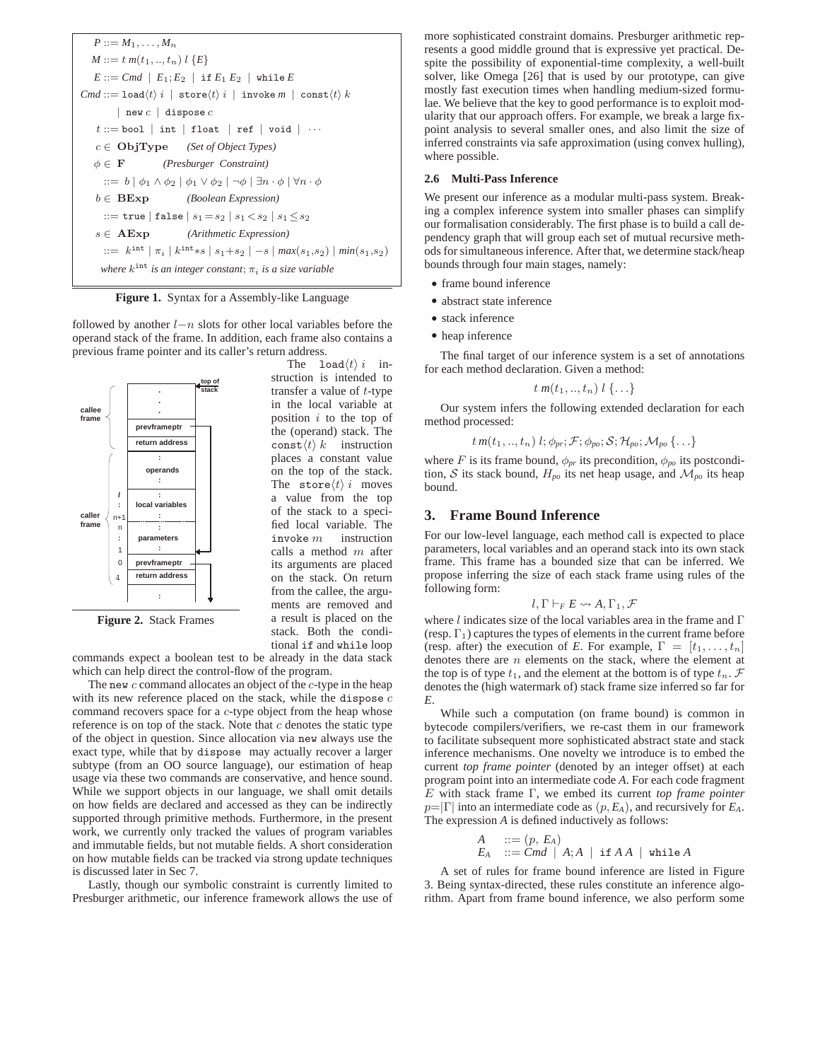$$
\begin{aligned}
P &::= M_1, \ldots, M_n \\
M &::= t\ m(t_1, .., t_n)\ l\ \{E\} \\
E &::= Cmd \mid E_1; E_2 \mid \texttt{if}\ E_1\ E_2 \mid \texttt{while}\ E \\
Cmd &::= \texttt{load}\langle t\rangle\ i \mid \texttt{store}\langle t\rangle\ i \mid \texttt{invoke}\ m \mid \texttt{const}\langle t\rangle\ k \\
&\quad\mid \texttt{new}\ c \mid \texttt{dispose}\ c \\
t &::= \texttt{bool} \mid \texttt{int} \mid \texttt{float} \mid \texttt{ref} \mid \texttt{void} \mid \cdots \\
c &\in \textbf{ObjType} \quad \textit{(Set of Object Types)} \\
\phi &\in \textbf{F} \quad \textit{(Presburger Constraint)} \\
&::= b \mid \phi_1 \wedge \phi_2 \mid \phi_1 \vee \phi_2 \mid \neg\phi \mid \exists n \cdot \phi \mid \forall n \cdot \phi \\
b &\in \textbf{BExp} \quad \textit{(Boolean Expression)} \\
&::= \texttt{true} \mid \texttt{false} \mid s_1 = s_2 \mid s_1 < s_2 \mid s_1 \leq s_2 \\
s &\in \textbf{AExp} \quad \textit{(Arithmetic Expression)} \\
&::= k^{\texttt{int}} \mid \pi_i \mid k^{\texttt{int}} * s \mid s_1 + s_2 \mid -s \mid max(s_1, s_2) \mid min(s_1, s_2)
\end{aligned}
$$

*where $k^{\texttt{int}}$ is an integer constant; $\pi_i$ is a size variable*

**Figure 1.** Syntax for a Assembly-like Language

followed by another $l-n$ slots for other local variables before the operand stack of the frame. In addition, each frame also contains a previous frame pointer and its caller's return address.

**Figure 2.** Stack Frames

The $\texttt{load}\langle t\rangle\ i$ instruction is intended to transfer a value of $t$-type in the local variable at position $i$ to the top of the (operand) stack. The $\texttt{const}\langle t\rangle\ k$ instruction places a constant value on the top of the stack. The $\texttt{store}\langle t\rangle\ i$ moves a value from the top of the stack to a specified local variable. The $\texttt{invoke}\ m$ instruction calls a method $m$ after its arguments are placed on the stack. On return from the callee, the arguments are removed and a result is placed on the stack. Both the conditional `if` and `while` loop commands expect a boolean test to be already in the data stack which can help direct the control-flow of the program.

The `new` $c$ command allocates an object of the $c$-type in the heap with its new reference placed on the stack, while the `dispose` $c$ command recovers space for a $c$-type object from the heap whose reference is on top of the stack. Note that $c$ denotes the static type of the object in question. Since allocation via `new` always use the exact type, while that by `dispose` may actually recover a larger subtype (from an OO source language), our estimation of heap usage via these two commands are conservative, and hence sound. While we support objects in our language, we shall omit details on how fields are declared and accessed as they can be indirectly supported through primitive methods. Furthermore, in the present work, we currently only tracked the values of program variables and immutable fields, but not mutable fields. A short consideration on how mutable fields can be tracked via strong update techniques is discussed later in Sec 7.

Lastly, though our symbolic constraint is currently limited to Presburger arithmetic, our inference framework allows the use of more sophisticated constraint domains. Presburger arithmetic represents a good middle ground that is expressive yet practical. Despite the possibility of exponential-time complexity, a well-built solver, like Omega [26] that is used by our prototype, can give mostly fast execution times when handling medium-sized formulae. We believe that the key to good performance is to exploit modularity that our approach offers. For example, we break a large fixpoint analysis to several smaller ones, and also limit the size of inferred constraints via safe approximation (using convex hulling), where possible.

### 2.6 Multi-Pass Inference

We present our inference as a modular multi-pass system. Breaking a complex inference system into smaller phases can simplify our formalisation considerably. The first phase is to build a call dependency graph that will group each set of mutual recursive methods for simultaneous inference. After that, we determine stack/heap bounds through four main stages, namely:

- frame bound inference
- abstract state inference
- stack inference
- heap inference

The final target of our inference system is a set of annotations for each method declaration. Given a method:

$$t\ m(t_1, .., t_n)\ l\ \{\ldots\}$$

Our system infers the following extended declaration for each method processed:

$$t\ m(t_1, .., t_n)\ l; \phi_{pr}; \mathcal{F}; \phi_{po}; \mathcal{S}; \mathcal{H}_{po}; \mathcal{M}_{po}\ \{\ldots\}$$

where $F$ is its frame bound, $\phi_{pr}$ its precondition, $\phi_{po}$ its postcondition, $\mathcal{S}$ its stack bound, $H_{po}$ its net heap usage, and $\mathcal{M}_{po}$ its heap bound.

## 3. Frame Bound Inference

For our low-level language, each method call is expected to place parameters, local variables and an operand stack into its own stack frame. This frame has a bounded size that can be inferred. We propose inferring the size of each stack frame using rules of the following form:

$$l, \Gamma \vdash_F E \rightsquigarrow A, \Gamma_1, \mathcal{F}$$

where $l$ indicates size of the local variables area in the frame and $\Gamma$ (resp. $\Gamma_1$) captures the types of elements in the current frame before (resp. after) the execution of $E$. For example, $\Gamma = [t_1, \ldots, t_n]$ denotes there are $n$ elements on the stack, where the element at the top is of type $t_1$, and the element at the bottom is of type $t_n$. $\mathcal{F}$ denotes the (high watermark of) stack frame size inferred so far for $E$.

While such a computation (on frame bound) is common in bytecode compilers/verifiers, we re-cast them in our framework to facilitate subsequent more sophisticated abstract state and stack inference mechanisms. One novelty we introduce is to embed the current *top frame pointer* (denoted by an integer offset) at each program point into an intermediate code $A$. For each code fragment $E$ with stack frame $\Gamma$, we embed its current *top frame pointer* $p{=}|\Gamma|$ into an intermediate code as $(p, E_A)$, and recursively for $E_A$. The expression $A$ is defined inductively as follows:

$$
\begin{aligned}
A &::= (p,\ E_A) \\
E_A &::= Cmd \mid A; A \mid \texttt{if}\ A\ A \mid \texttt{while}\ A
\end{aligned}
$$

A set of rules for frame bound inference are listed in Figure 3. Being syntax-directed, these rules constitute an inference algorithm. Apart from frame bound inference, we also perform some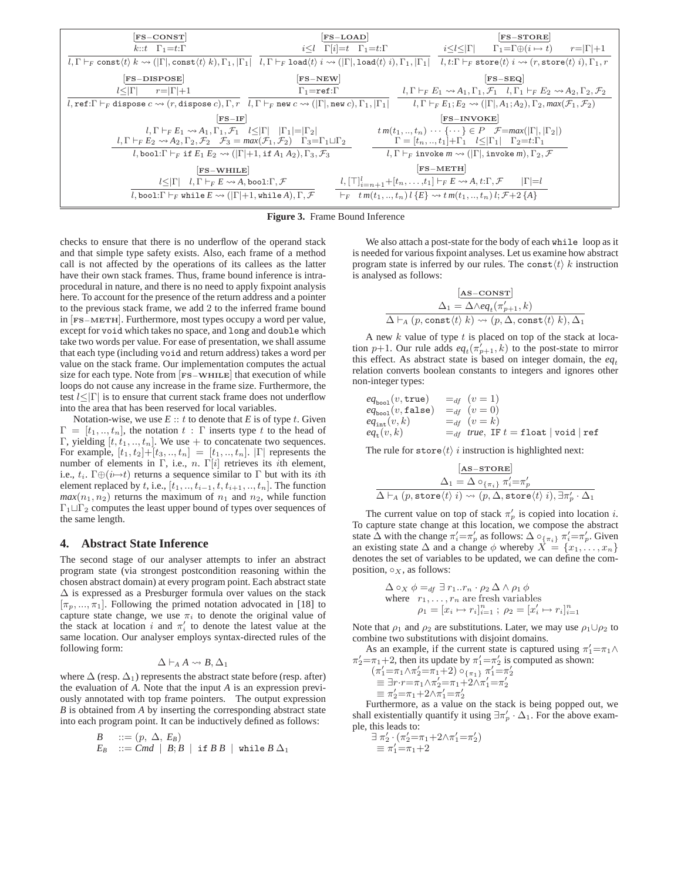$$\frac{k{::}t \quad \Gamma_1{=}t{:}\Gamma}{l,\Gamma \vdash_F \texttt{const}\langle t\rangle\ k \rightsquigarrow (|\Gamma|, \texttt{const}\langle t\rangle\ k), \Gamma_1, |\Gamma_1|}\ [\textbf{FS-CONST}]$$

$$\frac{i{\le}l \quad \Gamma[i]{=}t \quad \Gamma_1{=}t{:}\Gamma}{l,\Gamma \vdash_F \texttt{load}\langle t\rangle\ i \rightsquigarrow (|\Gamma|, \texttt{load}\langle t\rangle\ i), \Gamma_1, |\Gamma_1|}\ [\textbf{FS-LOAD}]$$

$$\frac{i{\le}l{\le}|\Gamma| \quad \Gamma_1{=}\Gamma{\oplus}(i\mapsto t) \quad r{=}|\Gamma|{+}1}{l, t{:}\Gamma \vdash_F \texttt{store}\langle t\rangle\ i \rightsquigarrow (r, \texttt{store}\langle t\rangle\ i), \Gamma_1, r}\ [\textbf{FS-STORE}]$$

$$\frac{l{\le}|\Gamma| \quad r{=}|\Gamma|{+}1}{l, \texttt{ref}{:}\Gamma \vdash_F \texttt{dispose}\ c \rightsquigarrow (r, \texttt{dispose}\ c), \Gamma, r}\ [\textbf{FS-DISPOSE}]$$

$$\frac{\Gamma_1{=}\texttt{ref}{:}\Gamma}{l,\Gamma \vdash_F \texttt{new}\ c \rightsquigarrow (|\Gamma|, \texttt{new}\ c), \Gamma_1, |\Gamma_1|}\ [\textbf{FS-NEW}]$$

$$\frac{l,\Gamma \vdash_F E_1 \rightsquigarrow A_1, \Gamma_1, \mathcal{F}_1 \quad l,\Gamma_1 \vdash_F E_2 \rightsquigarrow A_2, \Gamma_2, \mathcal{F}_2}{l,\Gamma \vdash_F E_1;E_2 \rightsquigarrow (|\Gamma|, A_1;A_2), \Gamma_2, max(\mathcal{F}_1,\mathcal{F}_2)}\ [\textbf{FS-SEQ}]$$

$$\frac{\begin{array}{c} l,\Gamma \vdash_F E_1 \rightsquigarrow A_1, \Gamma_1, \mathcal{F}_1 \quad l{\le}|\Gamma| \quad |\Gamma_1|{=}|\Gamma_2| \\ l,\Gamma \vdash_F E_2 \rightsquigarrow A_2, \Gamma_2, \mathcal{F}_2 \quad \mathcal{F}_3 = max(\mathcal{F}_1,\mathcal{F}_2) \quad \Gamma_3{=}\Gamma_1{\sqcup}\Gamma_2 \end{array}}{l, \texttt{bool}{:}\Gamma \vdash_F \texttt{if}\ E_1\ E_2 \rightsquigarrow (|\Gamma|{+}1, \texttt{if}\ A_1\ A_2), \Gamma_3, \mathcal{F}_3}\ [\textbf{FS-IF}]$$

$$\frac{\begin{array}{c} t\,m(t_1,..,t_n)\ \cdots \{\cdots\} \in P \quad \mathcal{F}{=}max(|\Gamma|,|\Gamma_2|) \\ \Gamma = [t_n,..,t_1]{+}\Gamma_1 \quad l{\le}|\Gamma_1| \quad \Gamma_2{=}t{:}\Gamma_1 \end{array}}{l,\Gamma \vdash_F \texttt{invoke}\ m \rightsquigarrow (|\Gamma|, \texttt{invoke}\ m), \Gamma_2, \mathcal{F}}\ [\textbf{FS-INVOKE}]$$

$$\frac{l{\le}|\Gamma| \quad l,\Gamma \vdash_F E \rightsquigarrow A, \texttt{bool}{:}\Gamma, \mathcal{F}}{l, \texttt{bool}{:}\Gamma \vdash_F \texttt{while}\ E \rightsquigarrow (|\Gamma|{+}1, \texttt{while}\ A), \Gamma, \mathcal{F}}\ [\textbf{FS-WHILE}]$$

$$\frac{l, [\top]_{i=n+1}^{l}{+}[t_n,\ldots,t_1] \vdash_F E \rightsquigarrow A, t{:}\Gamma, \mathcal{F} \qquad |\Gamma|{=}l}{\vdash_F \quad t\,m(t_1,..,t_n)\ l\ \{E\} \rightsquigarrow t\,m(t_1,..,t_n)\ l;\ \mathcal{F}{+}2\ \{A\}}\ [\textbf{FS-METH}]$$

**Figure 3.** Frame Bound Inference

checks to ensure that there is no underflow of the operand stack and that simple type safety exists. Also, each frame of a method call is not affected by the operations of its callees as the latter have their own stack frames. Thus, frame bound inference is intra-procedural in nature, and there is no need to apply fixpoint analysis here. To account for the presence of the return address and a pointer to the previous stack frame, we add 2 to the inferred frame bound in [FS−METH]. Furthermore, most types occupy a word per value, except for `void` which takes no space, and `long` and `double` which take two words per value. For ease of presentation, we shall assume that each type (including `void` and return address) takes a word per value on the stack frame. Our implementation computes the actual size for each type. Note from [FS−WHILE] that execution of while loops do not cause any increase in the frame size. Furthermore, the test $l{\le}|\Gamma|$ is to ensure that current stack frame does not underflow into the area that has been reserved for local variables.

Notation-wise, we use $E :: t$ to denote that $E$ is of type $t$. Given $\Gamma = [t_1,..,t_n]$, the notation $t : \Gamma$ inserts type $t$ to the head of $\Gamma$, yielding $[t, t_1, .., t_n]$. We use $+$ to concatenate two sequences. For example, $[t_1, t_2]{+}[t_3, .., t_n] = [t_1, .., t_n]$. $|\Gamma|$ represents the number of elements in $\Gamma$, i.e., $n$. $\Gamma[i]$ retrieves its $i$th element, i.e., $t_i$. $\Gamma{\oplus}(i{\mapsto}t)$ returns a sequence similar to $\Gamma$ but with its $i$th element replaced by $t$, i.e., $[t_1, .., t_{i-1}, t, t_{i+1}, .., t_n]$. The function $max(n_1, n_2)$ returns the maximum of $n_1$ and $n_2$, while function $\Gamma_1{\sqcup}\Gamma_2$ computes the least upper bound of types over sequences of the same length.

## 4. Abstract State Inference

The second stage of our analyser attempts to infer an abstract program state (via strongest postcondition reasoning within the chosen abstract domain) at every program point. Each abstract state $\Delta$ is expressed as a Presburger formula over values on the stack $[\pi_p, ..., \pi_1]$. Following the primed notation advocated in [18] to capture state change, we use $\pi_i$ to denote the original value of the stack at location $i$ and $\pi'_i$ to denote the latest value at the same location. Our analyser employs syntax-directed rules of the following form:

$$\Delta \vdash_A A \rightsquigarrow B, \Delta_1$$

where $\Delta$ (resp. $\Delta_1$) represents the abstract state before (resp. after) the evaluation of $A$. Note that the input $A$ is an expression previously annotated with top frame pointers. The output expression $B$ is obtained from $A$ by inserting the corresponding abstract state into each program point. It can be inductively defined as follows:

$$\begin{array}{lcl} B & ::= & (p,\ \Delta,\ E_B) \\ E_B & ::= & Cmd \ \mid\ B;B \ \mid\ \texttt{if}\ B\ B \ \mid\ \texttt{while}\ B\ \Delta_1 \end{array}$$

We also attach a post-state for the body of each `while` loop as it is needed for various fixpoint analyses. Let us examine how abstract program state is inferred by our rules. The $\texttt{const}\langle t\rangle\ k$ instruction is analysed as follows:

$$\frac{\Delta_1 = \Delta{\wedge}eq_t(\pi'_{p+1}, k)}{\Delta \vdash_A (p, \texttt{const}\langle t\rangle\ k) \rightsquigarrow (p, \Delta, \texttt{const}\langle t\rangle\ k), \Delta_1}\ [\textbf{AS-CONST}]$$

A new $k$ value of type $t$ is placed on top of the stack at location $p{+}1$. Our rule adds $eq_t(\pi'_{p+1}, k)$ to the post-state to mirror this effect. As abstract state is based on integer domain, the $eq_t$ relation converts boolean constants to integers and ignores other non-integer types:

$$\begin{array}{lcl} eq_{\texttt{bool}}(v, \texttt{true}) & =_{df} & (v = 1) \\ eq_{\texttt{bool}}(v, \texttt{false}) & =_{df} & (v = 0) \\ eq_{\texttt{int}}(v, k) & =_{df} & (v = k) \\ eq_{t}(v, k) & =_{df} & true,\ \texttt{IF}\ t = \texttt{float} \mid \texttt{void} \mid \texttt{ref} \end{array}$$

The rule for $\texttt{store}\langle t\rangle\ i$ instruction is highlighted next:

$$\frac{\Delta_1 = \Delta \circ_{\{\pi_i\}} \pi'_i{=}\pi'_p}{\Delta \vdash_A (p, \texttt{store}\langle t\rangle\ i) \rightsquigarrow (p, \Delta, \texttt{store}\langle t\rangle\ i), \exists\pi'_p \cdot \Delta_1}\ [\textbf{AS-STORE}]$$

The current value on top of stack $\pi'_p$ is copied into location $i$. To capture state change at this location, we compose the abstract state $\Delta$ with the change $\pi'_i{=}\pi'_p$ as follows: $\Delta \circ_{\{\pi_i\}} \pi'_i{=}\pi'_p$. Given an existing state $\Delta$ and a change $\phi$ whereby $X = \{x_1, \ldots, x_n\}$ denotes the set of variables to be updated, we can define the composition, $\circ_X$, as follows:

$$\begin{array}{l} \Delta \circ_X \phi =_{df} \exists\, r_1..r_n \cdot \rho_2\, \Delta \wedge \rho_1\, \phi \\ \text{where} \quad r_1, \ldots, r_n \text{ are fresh variables} \\ \qquad\qquad \rho_1 = [x_i \mapsto r_i]_{i=1}^{n}\ ;\ \rho_2 = [x'_i \mapsto r_i]_{i=1}^{n} \end{array}$$

Note that $\rho_1$ and $\rho_2$ are substitutions. Later, we may use $\rho_1{\cup}\rho_2$ to combine two substitutions with disjoint domains.

As an example, if the current state is captured using $\pi'_1{=}\pi_1 \wedge \pi'_2{=}\pi_1{+}2$, then its update by $\pi'_1{=}\pi'_2$ is computed as shown:

$$\begin{array}{l} (\pi'_1{=}\pi_1{\wedge}\pi'_2{=}\pi_1{+}2) \circ_{\{\pi_1\}} \pi'_1{=}\pi'_2 \\ \quad \equiv \exists r{\cdot}r{=}\pi_1{\wedge}\pi'_2{=}\pi_1{+}2{\wedge}\pi'_1{=}\pi'_2 \\ \quad \equiv \pi'_2{=}\pi_1{+}2{\wedge}\pi'_1{=}\pi'_2 \end{array}$$

Furthermore, as a value on the stack is being popped out, we shall existentially quantify it using $\exists\pi'_p \cdot \Delta_1$. For the above example, this leads to:

$$\begin{array}{l} \exists\,\pi'_2 \cdot (\pi'_2{=}\pi_1{+}2{\wedge}\pi'_1{=}\pi'_2) \\ \quad \equiv \pi'_1{=}\pi_1{+}2 \end{array}$$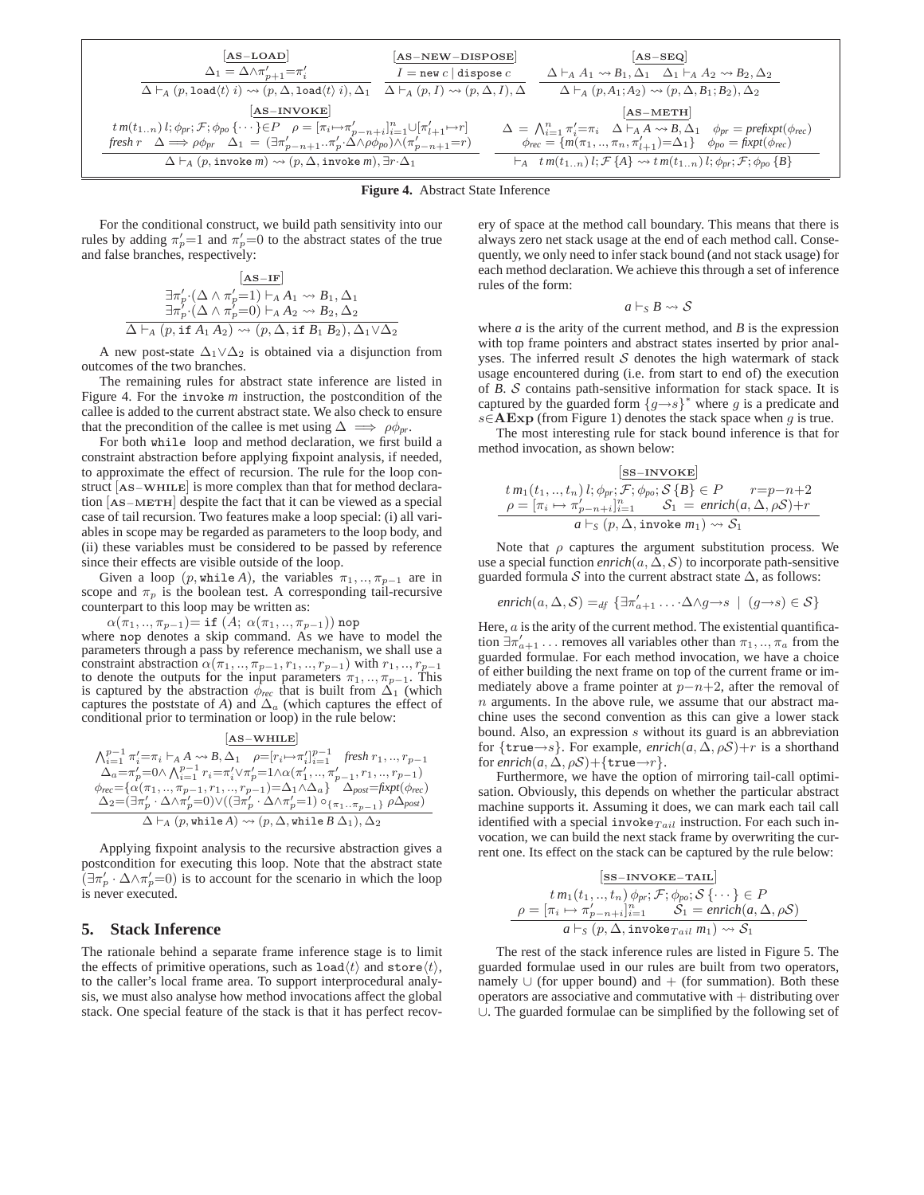$$\frac{\Delta_1 = \Delta \wedge \pi'_{p+1}{=}\pi'_i}{\Delta \vdash_A (p, \texttt{load}\langle t\rangle\ i) \rightsquigarrow (p, \Delta, \texttt{load}\langle t\rangle\ i), \Delta_1}\ [\textbf{AS-LOAD}]$$

$$\frac{I = \texttt{new}\ c \mid \texttt{dispose}\ c}{\Delta \vdash_A (p, I) \rightsquigarrow (p, \Delta, I), \Delta}\ [\textbf{AS-NEW-DISPOSE}]$$

$$\frac{\Delta \vdash_A A_1 \rightsquigarrow B_1, \Delta_1 \quad \Delta_1 \vdash_A A_2 \rightsquigarrow B_2, \Delta_2}{\Delta \vdash_A (p, A_1; A_2) \rightsquigarrow (p, \Delta, B_1; B_2), \Delta_2}\ [\textbf{AS-SEQ}]$$

$$\frac{\begin{array}{c} t\, m(t_{1..n})\, l; \phi_{pr}; \mathcal{F}; \phi_{po}\, \{\cdots\} \in P \quad \rho = [\pi_i \mapsto \pi'_{p-n+i}]_{i=1}^{n} \cup [\pi'_{l+1} \mapsto r] \\ \textit{fresh}\ r \quad \Delta \Longrightarrow \rho\phi_{pr} \quad \Delta_1 = (\exists \pi'_{p-n+1}..\pi'_p \cdot \Delta \wedge \rho\phi_{po}) \wedge (\pi'_{p-n+1}{=}r) \end{array}}{\Delta \vdash_A (p, \texttt{invoke}\ m) \rightsquigarrow (p, \Delta, \texttt{invoke}\ m), \exists r \cdot \Delta_1}\ [\textbf{AS-INVOKE}]$$

$$\frac{\begin{array}{c} \Delta = \bigwedge_{i=1}^{n} \pi'_i{=}\pi_i \quad \Delta \vdash_A A \rightsquigarrow B, \Delta_1 \quad \phi_{pr} = \textit{prefixpt}(\phi_{rec}) \\ \phi_{rec} = \{m(\pi_1, .., \pi_n, \pi'_{l+1}){=}\Delta_1\} \quad \phi_{po} = \textit{fixpt}(\phi_{rec}) \end{array}}{\vdash_A \ t\, m(t_{1..n})\, l; \mathcal{F}\, \{A\} \rightsquigarrow t\, m(t_{1..n})\, l; \phi_{pr}; \mathcal{F}; \phi_{po}\, \{B\}}\ [\textbf{AS-METH}]$$

**Figure 4.** Abstract State Inference

For the conditional construct, we build path sensitivity into our rules by adding $\pi'_p{=}1$ and $\pi'_p{=}0$ to the abstract states of the true and false branches, respectively:

$$\frac{\begin{array}{c} \exists \pi'_p \cdot (\Delta \wedge \pi'_p{=}1) \vdash_A A_1 \rightsquigarrow B_1, \Delta_1 \\ \exists \pi'_p \cdot (\Delta \wedge \pi'_p{=}0) \vdash_A A_2 \rightsquigarrow B_2, \Delta_2 \end{array}}{\Delta \vdash_A (p, \texttt{if}\ A_1\ A_2) \rightsquigarrow (p, \Delta, \texttt{if}\ B_1\ B_2), \Delta_1 \vee \Delta_2}\ [\textbf{AS-IF}]$$

A new post-state $\Delta_1 \vee \Delta_2$ is obtained via a disjunction from outcomes of the two branches.

The remaining rules for abstract state inference are listed in Figure 4. For the `invoke` *m* instruction, the postcondition of the callee is added to the current abstract state. We also check to ensure that the precondition of the callee is met using $\Delta \implies \rho\phi_{pr}$.

For both `while` loop and method declaration, we first build a constraint abstraction before applying fixpoint analysis, if needed, to approximate the effect of recursion. The rule for the loop construct [AS-WHILE] is more complex than that for method declaration [AS-METH] despite the fact that it can be viewed as a special case of tail recursion. Two features make a loop special: (i) all variables in scope may be regarded as parameters to the loop body, and (ii) these variables must be considered to be passed by reference since their effects are visible outside of the loop.

Given a loop $(p, \texttt{while}\ A)$, the variables $\pi_1, .., \pi_{p-1}$ are in scope and $\pi_p$ is the boolean test. A corresponding tail-recursive counterpart to this loop may be written as:

$\alpha(\pi_1, .., \pi_{p-1}) = \texttt{if}\ (A;\ \alpha(\pi_1, .., \pi_{p-1}))\ \texttt{nop}$

where `nop` denotes a skip command. As we have to model the parameters through a pass by reference mechanism, we shall use a constraint abstraction $\alpha(\pi_1, .., \pi_{p-1}, r_1, .., r_{p-1})$ with $r_1, .., r_{p-1}$ to denote the outputs for the input parameters $\pi_1, .., \pi_{p-1}$. This is captured by the abstraction $\phi_{rec}$ that is built from $\Delta_1$ (which captures the poststate of *A*) and $\Delta_a$ (which captures the effect of conditional prior to termination or loop) in the rule below:

$$\frac{\begin{array}{c} \bigwedge_{i=1}^{p-1} \pi'_i{=}\pi_i \vdash_A A \rightsquigarrow B, \Delta_1 \quad \rho{=}[r_i \mapsto \pi'_i]_{i=1}^{p-1} \quad \textit{fresh}\ r_1, .., r_{p-1} \\ \Delta_a{=}\pi'_p{=}0 \wedge \bigwedge_{i=1}^{p-1} r_i{=}\pi'_i \vee \pi'_p{=}1 \wedge \alpha(\pi'_1, .., \pi'_{p-1}, r_1, .., r_{p-1}) \\ \phi_{rec}{=}\{\alpha(\pi_1, .., \pi_{p-1}, r_1, .., r_{p-1}){=}\Delta_1 \wedge \Delta_a\} \quad \Delta_{post}{=}\textit{fixpt}(\phi_{rec}) \\ \Delta_2{=}(\exists \pi'_p \cdot \Delta \wedge \pi'_p{=}0) \vee ((\exists \pi'_p \cdot \Delta \wedge \pi'_p{=}1) \circ_{\{\pi_1..\pi_{p-1}\}} \rho\Delta_{post}) \end{array}}{\Delta \vdash_A (p, \texttt{while}\ A) \rightsquigarrow (p, \Delta, \texttt{while}\ B\ \Delta_1), \Delta_2}\ [\textbf{AS-WHILE}]$$

Applying fixpoint analysis to the recursive abstraction gives a postcondition for executing this loop. Note that the abstract state $(\exists \pi'_p \cdot \Delta \wedge \pi'_p{=}0)$ is to account for the scenario in which the loop is never executed.

## 5. Stack Inference

The rationale behind a separate frame inference stage is to limit the effects of primitive operations, such as $\texttt{load}\langle t\rangle$ and $\texttt{store}\langle t\rangle$, to the caller's local frame area. To support interprocedural analysis, we must also analyse how method invocations affect the global stack. One special feature of the stack is that it has perfect recovery of space at the method call boundary. This means that there is always zero net stack usage at the end of each method call. Consequently, we only need to infer stack bound (and not stack usage) for each method declaration. We achieve this through a set of inference rules of the form:

$$a \vdash_S B \rightsquigarrow \mathcal{S}$$

where *a* is the arity of the current method, and *B* is the expression with top frame pointers and abstract states inserted by prior analyses. The inferred result $\mathcal{S}$ denotes the high watermark of stack usage encountered during (i.e. from start to end of) the execution of *B*. $\mathcal{S}$ contains path-sensitive information for stack space. It is captured by the guarded form $\{g{\rightarrow}s\}^*$ where $g$ is a predicate and $s{\in}\mathbf{AExp}$ (from Figure 1) denotes the stack space when $g$ is true.

The most interesting rule for stack bound inference is that for method invocation, as shown below:

$$\frac{\begin{array}{c} t\, m_1(t_1, .., t_n)\, l; \phi_{pr}; \mathcal{F}; \phi_{po}; \mathcal{S}\, \{B\} \in P \qquad r{=}p{-}n{+}2 \\ \rho = [\pi_i \mapsto \pi'_{p-n+i}]_{i=1}^{n} \qquad \mathcal{S}_1 = \textit{enrich}(a, \Delta, \rho\mathcal{S}){+}r \end{array}}{a \vdash_S (p, \Delta, \texttt{invoke}\ m_1) \rightsquigarrow \mathcal{S}_1}\ [\textbf{SS-INVOKE}]$$

Note that $\rho$ captures the argument substitution process. We use a special function $\textit{enrich}(a, \Delta, \mathcal{S})$ to incorporate path-sensitive guarded formula $\mathcal{S}$ into the current abstract state $\Delta$, as follows:

$$\textit{enrich}(a, \Delta, \mathcal{S}) =_{df} \{\exists \pi'_{a+1} \ldots \cdot \Delta \wedge g {\rightarrow} s \ \mid\ (g{\rightarrow}s) \in \mathcal{S}\}$$

Here, $a$ is the arity of the current method. The existential quantification $\exists \pi'_{a+1} \ldots$ removes all variables other than $\pi_1, .., \pi_a$ from the guarded formulae. For each method invocation, we have a choice of either building the next frame on top of the current frame or immediately above a frame pointer at $p{-}n{+}2$, after the removal of $n$ arguments. In the above rule, we assume that our abstract machine uses the second convention as this can give a lower stack bound. Also, an expression $s$ without its guard is an abbreviation for $\{\texttt{true}{\rightarrow}s\}$. For example, $\textit{enrich}(a, \Delta, \rho\mathcal{S}){+}r$ is a shorthand for $\textit{enrich}(a, \Delta, \rho\mathcal{S}){+}\{\texttt{true}{\rightarrow}r\}$.

Furthermore, we have the option of mirroring tail-call optimisation. Obviously, this depends on whether the particular abstract machine supports it. Assuming it does, we can mark each tail call identified with a special $\texttt{invoke}_{Tail}$ instruction. For each such invocation, we can build the next stack frame by overwriting the current one. Its effect on the stack can be captured by the rule below:

$$\frac{\begin{array}{c} t\, m_1(t_1, .., t_n)\, \phi_{pr}; \mathcal{F}; \phi_{po}; \mathcal{S}\, \{\cdots\} \in P \\ \rho = [\pi_i \mapsto \pi'_{p-n+i}]_{i=1}^{n} \qquad \mathcal{S}_1 = \textit{enrich}(a, \Delta, \rho\mathcal{S}) \end{array}}{a \vdash_S (p, \Delta, \texttt{invoke}_{Tail}\ m_1) \rightsquigarrow \mathcal{S}_1}\ [\textbf{SS-INVOKE-TAIL}]$$

The rest of the stack inference rules are listed in Figure 5. The guarded formulae used in our rules are built from two operators, namely $\cup$ (for upper bound) and $+$ (for summation). Both these operators are associative and commutative with $+$ distributing over $\cup$. The guarded formulae can be simplified by the following set of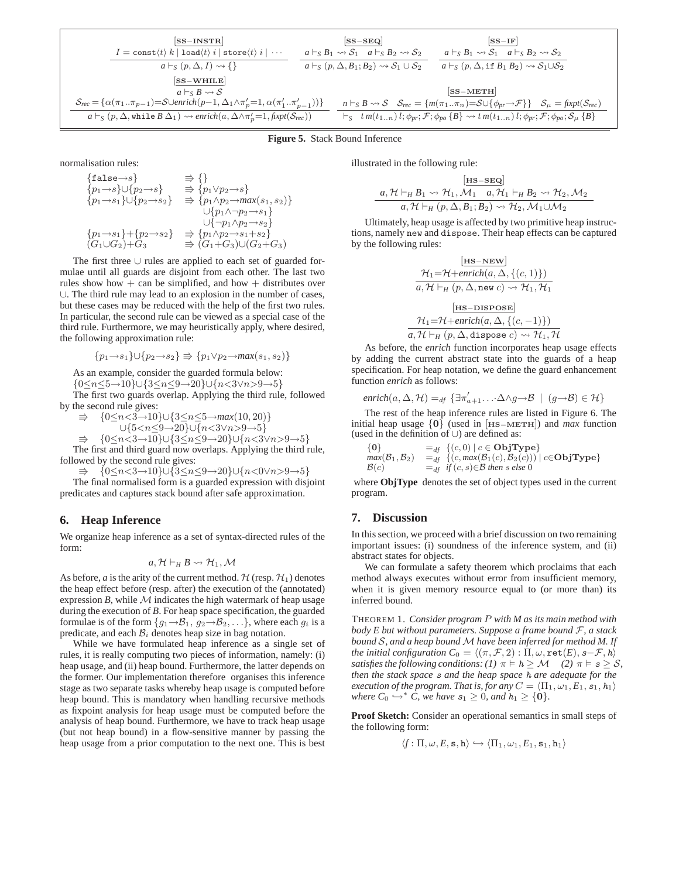$$\frac{I = \texttt{const}\langle t\rangle\ k \mid \texttt{load}\langle t\rangle\ i \mid \texttt{store}\langle t\rangle\ i \mid \cdots}{a \vdash_S (p, \Delta, I) \rightsquigarrow \{\}}\ [\textbf{SS-INSTR}]$$

$$\frac{a \vdash_S B_1 \rightsquigarrow \mathcal{S}_1 \quad a \vdash_S B_2 \rightsquigarrow \mathcal{S}_2}{a \vdash_S (p, \Delta, B_1; B_2) \rightsquigarrow \mathcal{S}_1 \cup \mathcal{S}_2}\ [\textbf{SS-SEQ}]$$

$$\frac{a \vdash_S B_1 \rightsquigarrow \mathcal{S}_1 \quad a \vdash_S B_2 \rightsquigarrow \mathcal{S}_2}{a \vdash_S (p, \Delta, \texttt{if}\ B_1\ B_2) \rightsquigarrow \mathcal{S}_1 \cup \mathcal{S}_2}\ [\textbf{SS-IF}]$$

$$\frac{a \vdash_S B \rightsquigarrow \mathcal{S} \qquad \mathcal{S}_{rec} = \{\alpha(\pi_1..\pi_{p-1}) = \mathcal{S} \cup enrich(p-1, \Delta_1 \wedge \pi'_p = 1, \alpha(\pi'_1..\pi'_{p-1}))\}}{a \vdash_S (p, \Delta, \texttt{while}\ B\ \Delta_1) \rightsquigarrow enrich(a, \Delta \wedge \pi'_p = 1, fixpt(\mathcal{S}_{rec}))}\ [\textbf{SS-WHILE}]$$

$$\frac{n \vdash_S B \rightsquigarrow \mathcal{S} \quad \mathcal{S}_{rec} = \{m(\pi_1..\pi_n) = \mathcal{S} \cup \{\phi_{pr} \rightarrow \mathcal{F}\}\} \quad \mathcal{S}_\mu = fixpt(\mathcal{S}_{rec})}{\vdash_S\ \ t\, m(t_{1..n})\, l; \phi_{pr}; \mathcal{F}; \phi_{po}\, \{B\} \rightsquigarrow t\, m(t_{1..n})\, l; \phi_{pr}; \mathcal{F}; \phi_{po}; \mathcal{S}_\mu\, \{B\}}\ [\textbf{SS-METH}]$$

**Figure 5.** Stack Bound Inference

normalisation rules:

$$\begin{array}{ll}
\{\texttt{false} \rightarrow s\} & \Rightarrow \{\} \\
\{p_1 \rightarrow s\} \cup \{p_2 \rightarrow s\} & \Rightarrow \{p_1 \vee p_2 \rightarrow s\} \\
\{p_1 \rightarrow s_1\} \cup \{p_2 \rightarrow s_2\} & \Rightarrow \{p_1 \wedge p_2 \rightarrow max(s_1, s_2)\} \\
& \quad \cup \{p_1 \wedge \neg p_2 \rightarrow s_1\} \\
& \quad \cup \{\neg p_1 \wedge p_2 \rightarrow s_2\} \\
\{p_1 \rightarrow s_1\} + \{p_2 \rightarrow s_2\} & \Rightarrow \{p_1 \wedge p_2 \rightarrow s_1 + s_2\} \\
(G_1 \cup G_2) + G_3 & \Rightarrow (G_1 + G_3) \cup (G_2 + G_3)
\end{array}$$

The first three $\cup$ rules are applied to each set of guarded formulae until all guards are disjoint from each other. The last two rules show how $+$ can be simplified, and how $+$ distributes over $\cup$. The third rule may lead to an explosion in the number of cases, but these cases may be reduced with the help of the first two rules. In particular, the second rule can be viewed as a special case of the third rule. Furthermore, we may heuristically apply, where desired, the following approximation rule:

$$\{p_1 \rightarrow s_1\} \cup \{p_2 \rightarrow s_2\} \Rightarrow \{p_1 \vee p_2 \rightarrow max(s_1, s_2)\}$$

As an example, consider the guarded formula below:
$\{0 \leq n \leq 5 \rightarrow 10\} \cup \{3 \leq n \leq 9 \rightarrow 20\} \cup \{n < 3 \vee n > 9 \rightarrow 5\}$
The first two guards overlap. Applying the third rule, followed by the second rule gives:

$$\begin{array}{ll}
\Rightarrow & \{0 \leq n < 3 \rightarrow 10\} \cup \{3 \leq n \leq 5 \rightarrow max(10, 20)\} \\
& \cup \{5 < n \leq 9 \rightarrow 20\} \cup \{n < 3 \vee n > 9 \rightarrow 5\} \\
\Rightarrow & \{0 \leq n < 3 \rightarrow 10\} \cup \{3 \leq n \leq 9 \rightarrow 20\} \cup \{n < 3 \vee n > 9 \rightarrow 5\}
\end{array}$$

The first and third guard now overlaps. Applying the third rule, followed by the second rule gives:

$$\Rightarrow \{0 \leq n < 3 \rightarrow 10\} \cup \{3 \leq n \leq 9 \rightarrow 20\} \cup \{n < 0 \vee n > 9 \rightarrow 5\}$$

The final normalised form is a guarded expression with disjoint predicates and captures stack bound after safe approximation.

## 6. Heap Inference

We organize heap inference as a set of syntax-directed rules of the form:

$$a, \mathcal{H} \vdash_H B \rightsquigarrow \mathcal{H}_1, \mathcal{M}$$

As before, $a$ is the arity of the current method. $\mathcal{H}$ (resp. $\mathcal{H}_1$) denotes the heap effect before (resp. after) the execution of the (annotated) expression $B$, while $\mathcal{M}$ indicates the high watermark of heap usage during the execution of $B$. For heap space specification, the guarded formulae is of the form $\{g_1 \rightarrow \mathcal{B}_1,\ g_2 \rightarrow \mathcal{B}_2, \ldots\}$, where each $g_i$ is a predicate, and each $\mathcal{B}_i$ denotes heap size in bag notation.

While we have formulated heap inference as a single set of rules, it is really computing two pieces of information, namely: (i) heap usage, and (ii) heap bound. Furthermore, the latter depends on the former. Our implementation therefore organises this inference stage as two separate tasks whereby heap usage is computed before heap bound. This is mandatory when handling recursive methods as fixpoint analysis for heap usage must be computed before the analysis of heap bound. Furthermore, we have to track heap usage (but not heap bound) in a flow-sensitive manner by passing the heap usage from a prior computation to the next one. This is best illustrated in the following rule:

$$\frac{a, \mathcal{H} \vdash_H B_1 \rightsquigarrow \mathcal{H}_1, \mathcal{M}_1 \quad a, \mathcal{H}_1 \vdash_H B_2 \rightsquigarrow \mathcal{H}_2, \mathcal{M}_2}{a, \mathcal{H} \vdash_H (p, \Delta, B_1; B_2) \rightsquigarrow \mathcal{H}_2, \mathcal{M}_1 \cup \mathcal{M}_2}\ [\textbf{HS-SEQ}]$$

Ultimately, heap usage is affected by two primitive heap instructions, namely `new` and `dispose`. Their heap effects can be captured by the following rules:

$$\frac{\mathcal{H}_1 = \mathcal{H} + enrich(a, \Delta, \{(c, 1)\})}{a, \mathcal{H} \vdash_H (p, \Delta, \texttt{new}\ c) \rightsquigarrow \mathcal{H}_1, \mathcal{H}_1}\ [\textbf{HS-NEW}]$$

$$\frac{\mathcal{H}_1 = \mathcal{H} + enrich(a, \Delta, \{(c, -1)\})}{a, \mathcal{H} \vdash_H (p, \Delta, \texttt{dispose}\ c) \rightsquigarrow \mathcal{H}_1, \mathcal{H}}\ [\textbf{HS-DISPOSE}]$$

As before, the *enrich* function incorporates heap usage effects by adding the current abstract state into the guards of a heap specification. For heap notation, we define the guard enhancement function *enrich* as follows:

$$enrich(a, \Delta, \mathcal{H}) =_{df} \{\exists \pi'_{a+1} \ldots \cdot \Delta \wedge g \rightarrow \mathcal{B} \ \mid\ (g \rightarrow \mathcal{B}) \in \mathcal{H}\}$$

The rest of the heap inference rules are listed in Figure 6. The initial heap usage $\{\mathbf{0}\}$ (used in [HS-METH]) and *max* function (used in the definition of $\cup$) are defined as:

$$\begin{array}{lll}
\{\mathbf{0}\} & =_{df} & \{(c, 0) \mid c \in \mathbf{ObjType}\} \\
max(\mathcal{B}_1, \mathcal{B}_2) & =_{df} & \{(c, max(\mathcal{B}_1(c), \mathcal{B}_2(c))) \mid c \in \mathbf{ObjType}\} \\
\mathcal{B}(c) & =_{df} & if\ (c, s) \in \mathcal{B}\ then\ s\ else\ 0
\end{array}$$

where **ObjType** denotes the set of object types used in the current program.

## 7. Discussion

In this section, we proceed with a brief discussion on two remaining important issues: (i) soundness of the inference system, and (ii) abstract states for objects.

We can formulate a safety theorem which proclaims that each method always executes without error from insufficient memory, when it is given memory resource equal to (or more than) its inferred bound.

THEOREM 1. *Consider program $P$ with M as its main method with body E but without parameters. Suppose a frame bound $\mathcal{F}$, a stack bound $\mathcal{S}$, and a heap bound $\mathcal{M}$ have been inferred for method M. If the initial configuration $C_0 = \langle (\pi, \mathcal{F}, 2) : \Pi, \omega, \texttt{ret}(E), s - \mathcal{F}, \hbar \rangle$ satisfies the following conditions: (1) $\pi \vDash \hbar \geq \mathcal{M}$ (2) $\pi \vDash s \geq \mathcal{S}$, then the stack space $s$ and the heap space $\hbar$ are adequate for the execution of the program. That is, for any $C = \langle \Pi_1, \omega_1, E_1, s_1, \hbar_1 \rangle$ where $C_0 \hookrightarrow^* C$, we have $s_1 \geq 0$, and $\hbar_1 \geq \{\mathbf{0}\}$.*

**Proof Sketch:** Consider an operational semantics in small steps of the following form:

$$\langle f : \Pi, \omega, E, \mathtt{s}, \mathtt{h} \rangle \hookrightarrow \langle \Pi_1, \omega_1, E_1, \mathtt{s}_1, \mathtt{h}_1 \rangle$$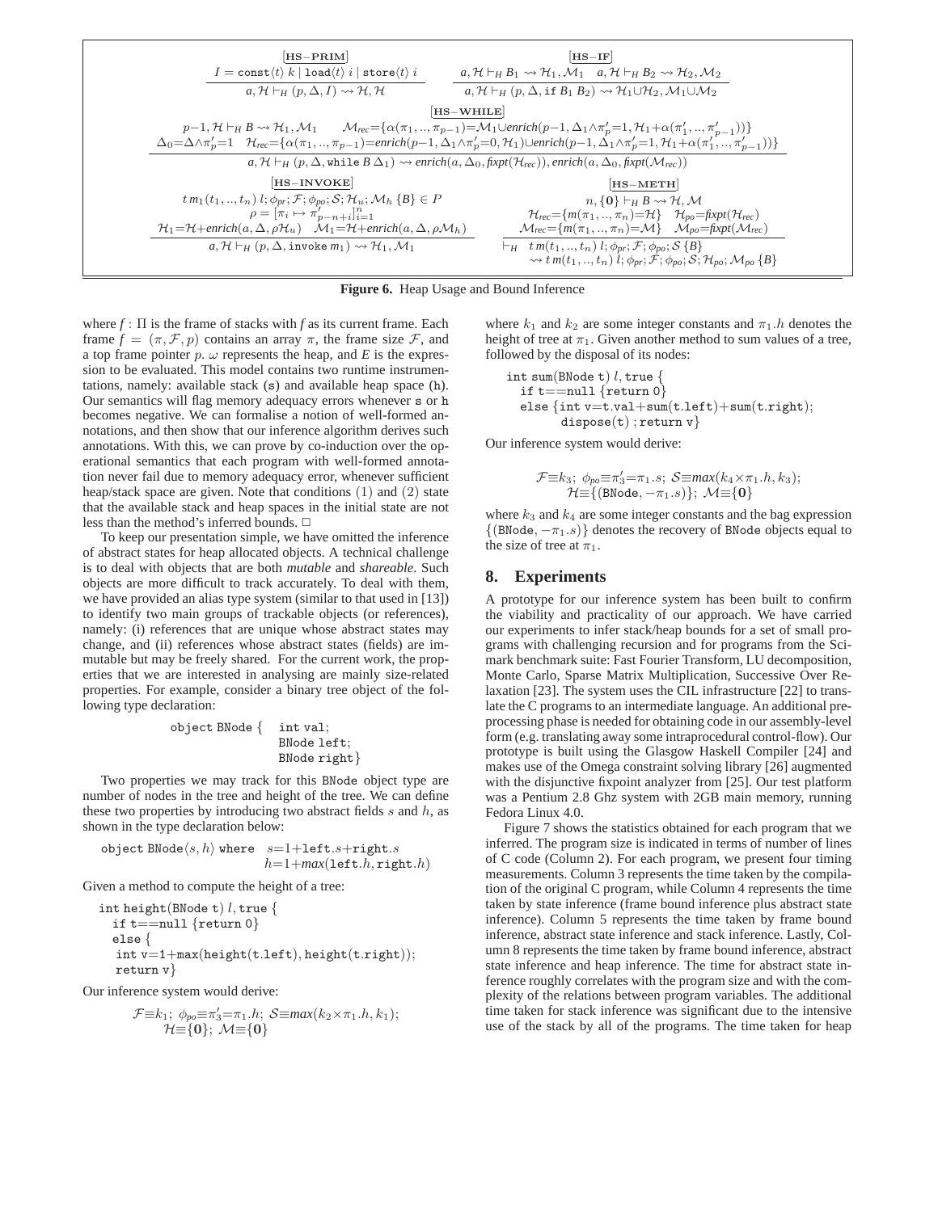$$\frac{I = \texttt{const}\langle t\rangle\ k \mid \texttt{load}\langle t\rangle\ i \mid \texttt{store}\langle t\rangle\ i}{a, \mathcal{H} \vdash_H (p, \Delta, I) \rightsquigarrow \mathcal{H}, \mathcal{H}}\ [\mathbf{HS-PRIM}]$$

$$\frac{a, \mathcal{H} \vdash_H B_1 \rightsquigarrow \mathcal{H}_1, \mathcal{M}_1 \quad a, \mathcal{H} \vdash_H B_2 \rightsquigarrow \mathcal{H}_2, \mathcal{M}_2}{a, \mathcal{H} \vdash_H (p, \Delta, \texttt{if}\ B_1\ B_2) \rightsquigarrow \mathcal{H}_1 \cup \mathcal{H}_2, \mathcal{M}_1 \cup \mathcal{M}_2}\ [\mathbf{HS-IF}]$$

$$\frac{\begin{array}{c} p{-}1, \mathcal{H} \vdash_H B \rightsquigarrow \mathcal{H}_1, \mathcal{M}_1 \qquad \mathcal{M}_{rec}{=}\{\alpha(\pi_1,..,\pi_{p-1}){=}\mathcal{M}_1 \cup enrich(p{-}1, \Delta_1 \wedge \pi'_p{=}1, \mathcal{H}_1{+}\alpha(\pi'_1,..,\pi'_{p-1}))\} \\ \Delta_0{=}\Delta \wedge \pi'_p{=}1 \quad \mathcal{H}_{rec}{=}\{\alpha(\pi_1,..,\pi_{p-1}){=}enrich(p{-}1, \Delta_1 \wedge \pi'_p{=}0, \mathcal{H}_1) \cup enrich(p{-}1, \Delta_1 \wedge \pi'_p{=}1, \mathcal{H}_1{+}\alpha(\pi'_1,..,\pi'_{p-1}))\} \end{array}}{a, \mathcal{H} \vdash_H (p, \Delta, \texttt{while}\ B\ \Delta_1) \rightsquigarrow enrich(a, \Delta_0, fixpt(\mathcal{H}_{rec})), enrich(a, \Delta_0, fixpt(\mathcal{M}_{rec}))}\ [\mathbf{HS-WHILE}]$$

$$\frac{\begin{array}{c} t\, m_1(t_1,..,t_n)\ l; \phi_{pr}; \mathcal{F}; \phi_{po}; \mathcal{S}; \mathcal{H}_u; \mathcal{M}_h\ \{B\} \in P \\ \rho = [\pi_i \mapsto \pi'_{p-n+i}]_{i=1}^{n} \\ \mathcal{H}_1{=}\mathcal{H}{+}enrich(a, \Delta, \rho\mathcal{H}_u) \quad \mathcal{M}_1{=}\mathcal{H}{+}enrich(a, \Delta, \rho\mathcal{M}_h) \end{array}}{a, \mathcal{H} \vdash_H (p, \Delta, \texttt{invoke}\ m_1) \rightsquigarrow \mathcal{H}_1, \mathcal{M}_1}\ [\mathbf{HS-INVOKE}]$$

$$\frac{\begin{array}{c} n, \{\mathbf{0}\} \vdash_H B \rightsquigarrow \mathcal{H}, \mathcal{M} \\ \mathcal{H}_{rec}{=}\{m(\pi_1,..,\pi_n){=}\mathcal{H}\} \quad \mathcal{H}_{po}{=}fixpt(\mathcal{H}_{rec}) \\ \mathcal{M}_{rec}{=}\{m(\pi_1,..,\pi_n){=}\mathcal{M}\} \quad \mathcal{M}_{po}{=}fixpt(\mathcal{M}_{rec}) \end{array}}{\begin{array}{c} \vdash_H\ t\, m(t_1,..,t_n)\ l; \phi_{pr}; \mathcal{F}; \phi_{po}; \mathcal{S}\ \{B\} \\ \rightsquigarrow t\, m(t_1,..,t_n)\ l; \phi_{pr}; \mathcal{F}; \phi_{po}; \mathcal{S}; \mathcal{H}_{po}; \mathcal{M}_{po}\ \{B\} \end{array}}\ [\mathbf{HS-METH}]$$

**Figure 6.** Heap Usage and Bound Inference

where $f : \Pi$ is the frame of stacks with $f$ as its current frame. Each frame $f = (\pi, \mathcal{F}, p)$ contains an array $\pi$, the frame size $\mathcal{F}$, and a top frame pointer $p$. $\omega$ represents the heap, and $E$ is the expression to be evaluated. This model contains two runtime instrumentations, namely: available stack (s) and available heap space (h). Our semantics will flag memory adequacy errors whenever s or h becomes negative. We can formalise a notion of well-formed annotations, and then show that our inference algorithm derives such annotations. With this, we can prove by co-induction over the operational semantics that each program with well-formed annotation never fail due to memory adequacy error, whenever sufficient heap/stack space are given. Note that conditions (1) and (2) state that the available stack and heap spaces in the initial state are not less than the method's inferred bounds. □

To keep our presentation simple, we have omitted the inference of abstract states for heap allocated objects. A technical challenge is to deal with objects that are both *mutable* and *shareable*. Such objects are more difficult to track accurately. To deal with them, we have provided an alias type system (similar to that used in [13]) to identify two main groups of trackable objects (or references), namely: (i) references that are unique whose abstract states may change, and (ii) references whose abstract states (fields) are immutable but may be freely shared. For the current work, the properties that we are interested in analysing are mainly size-related properties. For example, consider a binary tree object of the following type declaration:

```
object BNode {  int val;
                BNode left;
                BNode right}
```

Two properties we may track for this BNode object type are number of nodes in the tree and height of the tree. We can define these two properties by introducing two abstract fields $s$ and $h$, as shown in the type declaration below:

```
object BNode⟨s, h⟩ where  s=1+left.s+right.s
                          h=1+max(left.h, right.h)
```

Given a method to compute the height of a tree:

```
int height(BNode t) l, true {
  if t==null {return 0}
  else {
   int v=1+max(height(t.left), height(t.right));
   return v}
```

Our inference system would derive:

$$\mathcal{F}{\equiv}k_1;\ \phi_{po}{\equiv}\pi'_3{=}\pi_1.h;\ \mathcal{S}{\equiv}max(k_2{\times}\pi_1.h, k_1);$$
$$\mathcal{H}{\equiv}\{\mathbf{0}\};\ \mathcal{M}{\equiv}\{\mathbf{0}\}$$

where $k_1$ and $k_2$ are some integer constants and $\pi_1.h$ denotes the height of tree at $\pi_1$. Given another method to sum values of a tree, followed by the disposal of its nodes:

```
int sum(BNode t) l, true {
  if t==null {return 0}
  else {int v=t.val+sum(t.left)+sum(t.right);
        dispose(t) ; return v}
```

Our inference system would derive:

$$\mathcal{F}{\equiv}k_3;\ \phi_{po}{\equiv}\pi'_3{=}\pi_1.s;\ \mathcal{S}{\equiv}max(k_4{\times}\pi_1.h, k_3);$$
$$\mathcal{H}{\equiv}\{(\texttt{BNode}, -\pi_1.s)\};\ \mathcal{M}{\equiv}\{\mathbf{0}\}$$

where $k_3$ and $k_4$ are some integer constants and the bag expression $\{(\texttt{BNode}, -\pi_1.s)\}$ denotes the recovery of BNode objects equal to the size of tree at $\pi_1$.

## 8. Experiments

A prototype for our inference system has been built to confirm the viability and practicality of our approach. We have carried our experiments to infer stack/heap bounds for a set of small programs with challenging recursion and for programs from the Scimark benchmark suite: Fast Fourier Transform, LU decomposition, Monte Carlo, Sparse Matrix Multiplication, Successive Over Relaxation [23]. The system uses the CIL infrastructure [22] to translate the C programs to an intermediate language. An additional preprocessing phase is needed for obtaining code in our assembly-level form (e.g. translating away some intraprocedural control-flow). Our prototype is built using the Glasgow Haskell Compiler [24] and makes use of the Omega constraint solving library [26] augmented with the disjunctive fixpoint analyzer from [25]. Our test platform was a Pentium 2.8 Ghz system with 2GB main memory, running Fedora Linux 4.0.

Figure 7 shows the statistics obtained for each program that we inferred. The program size is indicated in terms of number of lines of C code (Column 2). For each program, we present four timing measurements. Column 3 represents the time taken by the compilation of the original C program, while Column 4 represents the time taken by state inference (frame bound inference plus abstract state inference). Column 5 represents the time taken by frame bound inference, abstract state inference and stack inference. Lastly, Column 8 represents the time taken by frame bound inference, abstract state inference and heap inference. The time for abstract state inference roughly correlates with the program size and with the complexity of the relations between program variables. The additional time taken for stack inference was significant due to the intensive use of the stack by all of the programs. The time taken for heap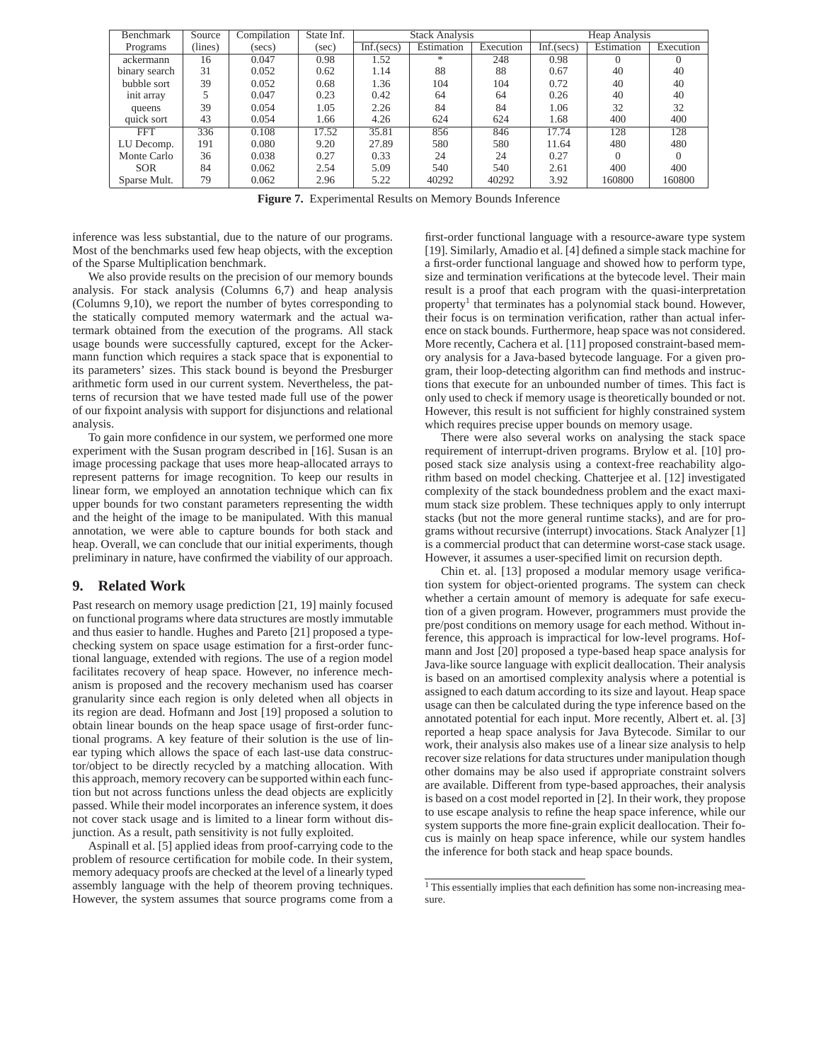| Benchmark | Source | Compilation | State Inf. | Stack Analysis | | | Heap Analysis | | |
|---|---|---|---|---|---|---|---|---|---|
| Programs | (lines) | (secs) | (sec) | Inf.(secs) | Estimation | Execution | Inf.(secs) | Estimation | Execution |
| ackermann | 16 | 0.047 | 0.98 | 1.52 | * | 248 | 0.98 | 0 | 0 |
| binary search | 31 | 0.052 | 0.62 | 1.14 | 88 | 88 | 0.67 | 40 | 40 |
| bubble sort | 39 | 0.052 | 0.68 | 1.36 | 104 | 104 | 0.72 | 40 | 40 |
| init array | 5 | 0.047 | 0.23 | 0.42 | 64 | 64 | 0.26 | 40 | 40 |
| queens | 39 | 0.054 | 1.05 | 2.26 | 84 | 84 | 1.06 | 32 | 32 |
| quick sort | 43 | 0.054 | 1.66 | 4.26 | 624 | 624 | 1.68 | 400 | 400 |
| FFT | 336 | 0.108 | 17.52 | 35.81 | 856 | 846 | 17.74 | 128 | 128 |
| LU Decomp. | 191 | 0.080 | 9.20 | 27.89 | 580 | 580 | 11.64 | 480 | 480 |
| Monte Carlo | 36 | 0.038 | 0.27 | 0.33 | 24 | 24 | 0.27 | 0 | 0 |
| SOR | 84 | 0.062 | 2.54 | 5.09 | 540 | 540 | 2.61 | 400 | 400 |
| Sparse Mult. | 79 | 0.062 | 2.96 | 5.22 | 40292 | 40292 | 3.92 | 160800 | 160800 |

**Figure 7.** Experimental Results on Memory Bounds Inference

inference was less substantial, due to the nature of our programs. Most of the benchmarks used few heap objects, with the exception of the Sparse Multiplication benchmark.

We also provide results on the precision of our memory bounds analysis. For stack analysis (Columns 6,7) and heap analysis (Columns 9,10), we report the number of bytes corresponding to the statically computed memory watermark and the actual watermark obtained from the execution of the programs. All stack usage bounds were successfully captured, except for the Ackermann function which requires a stack space that is exponential to its parameters' sizes. This stack bound is beyond the Presburger arithmetic form used in our current system. Nevertheless, the patterns of recursion that we have tested made full use of the power of our fixpoint analysis with support for disjunctions and relational analysis.

To gain more confidence in our system, we performed one more experiment with the Susan program described in [16]. Susan is an image processing package that uses more heap-allocated arrays to represent patterns for image recognition. To keep our results in linear form, we employed an annotation technique which can fix upper bounds for two constant parameters representing the width and the height of the image to be manipulated. With this manual annotation, we were able to capture bounds for both stack and heap. Overall, we can conclude that our initial experiments, though preliminary in nature, have confirmed the viability of our approach.

## 9. Related Work

Past research on memory usage prediction [21, 19] mainly focused on functional programs where data structures are mostly immutable and thus easier to handle. Hughes and Pareto [21] proposed a type-checking system on space usage estimation for a first-order functional language, extended with regions. The use of a region model facilitates recovery of heap space. However, no inference mechanism is proposed and the recovery mechanism used has coarser granularity since each region is only deleted when all objects in its region are dead. Hofmann and Jost [19] proposed a solution to obtain linear bounds on the heap space usage of first-order functional programs. A key feature of their solution is the use of linear typing which allows the space of each last-use data constructor/object to be directly recycled by a matching allocation. With this approach, memory recovery can be supported within each function but not across functions unless the dead objects are explicitly passed. While their model incorporates an inference system, it does not cover stack usage and is limited to a linear form without disjunction. As a result, path sensitivity is not fully exploited.

Aspinall et al. [5] applied ideas from proof-carrying code to the problem of resource certification for mobile code. In their system, memory adequacy proofs are checked at the level of a linearly typed assembly language with the help of theorem proving techniques. However, the system assumes that source programs come from a first-order functional language with a resource-aware type system [19]. Similarly, Amadio et al. [4] defined a simple stack machine for a first-order functional language and showed how to perform type, size and termination verifications at the bytecode level. Their main result is a proof that each program with the quasi-interpretation property[1] that terminates has a polynomial stack bound. However, their focus is on termination verification, rather than actual inference on stack bounds. Furthermore, heap space was not considered. More recently, Cachera et al. [11] proposed constraint-based memory analysis for a Java-based bytecode language. For a given program, their loop-detecting algorithm can find methods and instructions that execute for an unbounded number of times. This fact is only used to check if memory usage is theoretically bounded or not. However, this result is not sufficient for highly constrained system which requires precise upper bounds on memory usage.

There were also several works on analysing the stack space requirement of interrupt-driven programs. Brylow et al. [10] proposed stack size analysis using a context-free reachability algorithm based on model checking. Chatterjee et al. [12] investigated complexity of the stack boundedness problem and the exact maximum stack size problem. These techniques apply to only interrupt stacks (but not the more general runtime stacks), and are for programs without recursive (interrupt) invocations. Stack Analyzer [1] is a commercial product that can determine worst-case stack usage. However, it assumes a user-specified limit on recursion depth.

Chin et. al. [13] proposed a modular memory usage verification system for object-oriented programs. The system can check whether a certain amount of memory is adequate for safe execution of a given program. However, programmers must provide the pre/post conditions on memory usage for each method. Without inference, this approach is impractical for low-level programs. Hofmann and Jost [20] proposed a type-based heap space analysis for Java-like source language with explicit deallocation. Their analysis is based on an amortised complexity analysis where a potential is assigned to each datum according to its size and layout. Heap space usage can then be calculated during the type inference based on the annotated potential for each input. More recently, Albert et. al. [3] reported a heap space analysis for Java Bytecode. Similar to our work, their analysis also makes use of a linear size analysis to help recover size relations for data structures under manipulation though other domains may be also used if appropriate constraint solvers are available. Different from type-based approaches, their analysis is based on a cost model reported in [2]. In their work, they propose to use escape analysis to refine the heap space inference, while our system supports the more fine-grain explicit deallocation. Their focus is mainly on heap space inference, while our system handles the inference for both stack and heap space bounds.

[1] This essentially implies that each definition has some non-increasing measure.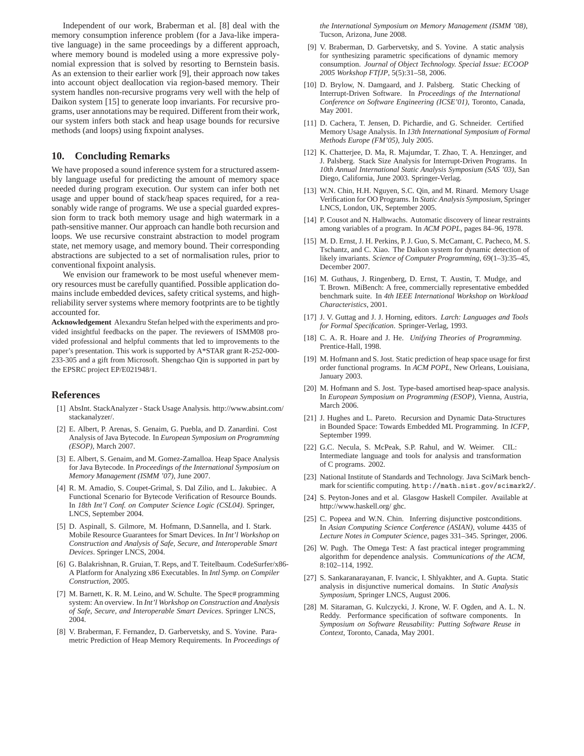Independent of our work, Braberman et al. [8] deal with the memory consumption inference problem (for a Java-like imperative language) in the same proceedings by a different approach, where memory bound is modeled using a more expressive polynomial expression that is solved by resorting to Bernstein basis. As an extension to their earlier work [9], their approach now takes into account object deallocation via region-based memory. Their system handles non-recursive programs very well with the help of Daikon system [15] to generate loop invariants. For recursive programs, user annotations may be required. Different from their work, our system infers both stack and heap usage bounds for recursive methods (and loops) using fixpoint analyses.

## 10. Concluding Remarks

We have proposed a sound inference system for a structured assembly language useful for predicting the amount of memory space needed during program execution. Our system can infer both net usage and upper bound of stack/heap spaces required, for a reasonably wide range of programs. We use a special guarded expression form to track both memory usage and high watermark in a path-sensitive manner. Our approach can handle both recursion and loops. We use recursive constraint abstraction to model program state, net memory usage, and memory bound. Their corresponding abstractions are subjected to a set of normalisation rules, prior to conventional fixpoint analysis.

We envision our framework to be most useful whenever memory resources must be carefully quantified. Possible application domains include embedded devices, safety critical systems, and high-reliability server systems where memory footprints are to be tightly accounted for.

**Acknowledgement** Alexandru Stefan helped with the experiments and provided insightful feedbacks on the paper. The reviewers of ISMM08 provided professional and helpful comments that led to improvements to the paper's presentation. This work is supported by A*STAR grant R-252-000-233-305 and a gift from Microsoft. Shengchao Qin is supported in part by the EPSRC project EP/E021948/1.

## References

[1] AbsInt. StackAnalyzer - Stack Usage Analysis. http://www.absint.com/stackanalyzer/.

[2] E. Albert, P. Arenas, S. Genaim, G. Puebla, and D. Zanardini. Cost Analysis of Java Bytecode. In *European Symposium on Programming (ESOP)*, March 2007.

[3] E. Albert, S. Genaim, and M. Gomez-Zamalloa. Heap Space Analysis for Java Bytecode. In *Proceedings of the International Symposium on Memory Management (ISMM '07)*, June 2007.

[4] R. M. Amadio, S. Coupet-Grimal, S. Dal Zilio, and L. Jakubiec. A Functional Scenario for Bytecode Verification of Resource Bounds. In *18th Int'l Conf. on Computer Science Logic (CSL04)*. Springer, LNCS, September 2004.

[5] D. Aspinall, S. Gilmore, M. Hofmann, D.Sannella, and I. Stark. Mobile Resource Guarantees for Smart Devices. In *Int'l Workshop on Construction and Analysis of Safe, Secure, and Interoperable Smart Devices*. Springer LNCS, 2004.

[6] G. Balakrishnan, R. Gruian, T. Reps, and T. Teitelbaum. CodeSurfer/x86-A Platform for Analyzing x86 Executables. In *Intl Symp. on Compiler Construction*, 2005.

[7] M. Barnett, K. R. M. Leino, and W. Schulte. The Spec# programming system: An overview. In *Int'l Workshop on Construction and Analysis of Safe, Secure, and Interoperable Smart Devices*. Springer LNCS, 2004.

[8] V. Braberman, F. Fernandez, D. Garbervetsky, and S. Yovine. Parametric Prediction of Heap Memory Requirements. In *Proceedings of the International Symposium on Memory Management (ISMM '08)*, Tucson, Arizona, June 2008.

[9] V. Braberman, D. Garbervetsky, and S. Yovine. A static analysis for synthesizing parametric specifications of dynamic memory consumption. *Journal of Object Technology. Special Issue: ECOOP 2005 Workshop FTfJP*, 5(5):31–58, 2006.

[10] D. Brylow, N. Damgaard, and J. Palsberg. Static Checking of Interrupt-Driven Software. In *Proceedings of the International Conference on Software Engineering (ICSE'01)*, Toronto, Canada, May 2001.

[11] D. Cachera, T. Jensen, D. Pichardie, and G. Schneider. Certified Memory Usage Analysis. In *13th International Symposium of Formal Methods Europe (FM'05)*, July 2005.

[12] K. Chatterjee, D. Ma, R. Majumdar, T. Zhao, T. A. Henzinger, and J. Palsberg. Stack Size Analysis for Interrupt-Driven Programs. In *10th Annual International Static Analysis Symposium (SAS '03)*, San Diego, California, June 2003. Springer-Verlag.

[13] W.N. Chin, H.H. Nguyen, S.C. Qin, and M. Rinard. Memory Usage Verification for OO Programs. In *Static Analysis Symposium*, Springer LNCS, London, UK, September 2005.

[14] P. Cousot and N. Halbwachs. Automatic discovery of linear restraints among variables of a program. In *ACM POPL*, pages 84–96, 1978.

[15] M. D. Ernst, J. H. Perkins, P. J. Guo, S. McCamant, C. Pacheco, M. S. Tschantz, and C. Xiao. The Daikon system for dynamic detection of likely invariants. *Science of Computer Programming*, 69(1–3):35–45, December 2007.

[16] M. Guthaus, J. Ringenberg, D. Ernst, T. Austin, T. Mudge, and T. Brown. MiBench: A free, commercially representative embedded benchmark suite. In *4th IEEE International Workshop on Workload Characteristics*, 2001.

[17] J. V. Guttag and J. J. Horning, editors. *Larch: Languages and Tools for Formal Specification*. Springer-Verlag, 1993.

[18] C. A. R. Hoare and J. He. *Unifying Theories of Programming*. Prentice-Hall, 1998.

[19] M. Hofmann and S. Jost. Static prediction of heap space usage for first order functional programs. In *ACM POPL*, New Orleans, Louisiana, January 2003.

[20] M. Hofmann and S. Jost. Type-based amortised heap-space analysis. In *European Symposium on Programming (ESOP)*, Vienna, Austria, March 2006.

[21] J. Hughes and L. Pareto. Recursion and Dynamic Data-Structures in Bounded Space: Towards Embedded ML Programming. In *ICFP*, September 1999.

[22] G.C. Necula, S. McPeak, S.P. Rahul, and W. Weimer. CIL: Intermediate language and tools for analysis and transformation of C programs. 2002.

[23] National Institute of Standards and Technology. Java SciMark benchmark for scientific computing. `http://math.nist.gov/scimark2/`.

[24] S. Peyton-Jones and et al. Glasgow Haskell Compiler. Available at http://www.haskell.org/ ghc.

[25] C. Popeea and W.N. Chin. Inferring disjunctive postconditions. In *Asian Computing Science Conference (ASIAN)*, volume 4435 of *Lecture Notes in Computer Science*, pages 331–345. Springer, 2006.

[26] W. Pugh. The Omega Test: A fast practical integer programming algorithm for dependence analysis. *Communications of the ACM*, 8:102–114, 1992.

[27] S. Sankaranarayanan, F. Ivancic, I. Shlyakhter, and A. Gupta. Static analysis in disjunctive numerical domains. In *Static Analysis Symposium*, Springer LNCS, August 2006.

[28] M. Sitaraman, G. Kulczycki, J. Krone, W. F. Ogden, and A. L. N. Reddy. Performance specification of software components. In *Symposium on Software Reusability: Putting Software Reuse in Context*, Toronto, Canada, May 2001.